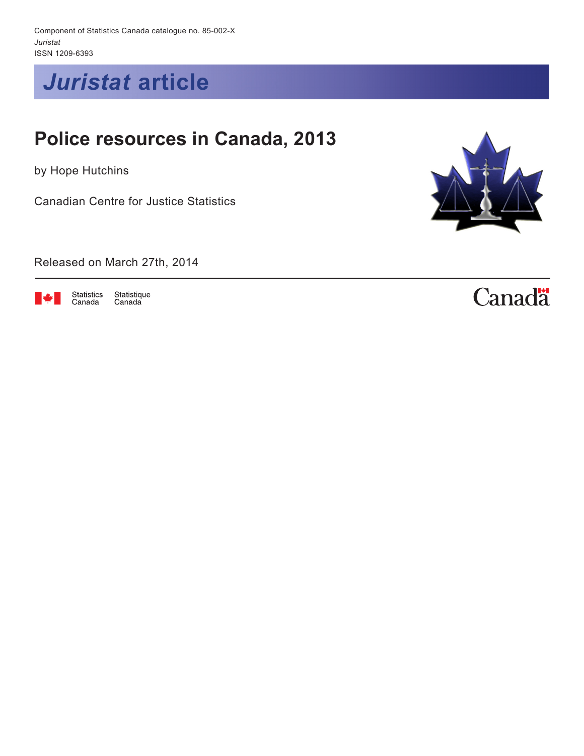Component of Statistics Canada catalogue no. 85-002-X

*Juristat*

ISSN 1209-6393

# *Juristat* article

## Police resources in Canada, 2013

by Hope Hutchins

Canadian Centre for Justice Statistics

Released on March 27th, 2014

Statistics Canada Statistique Canada

Canada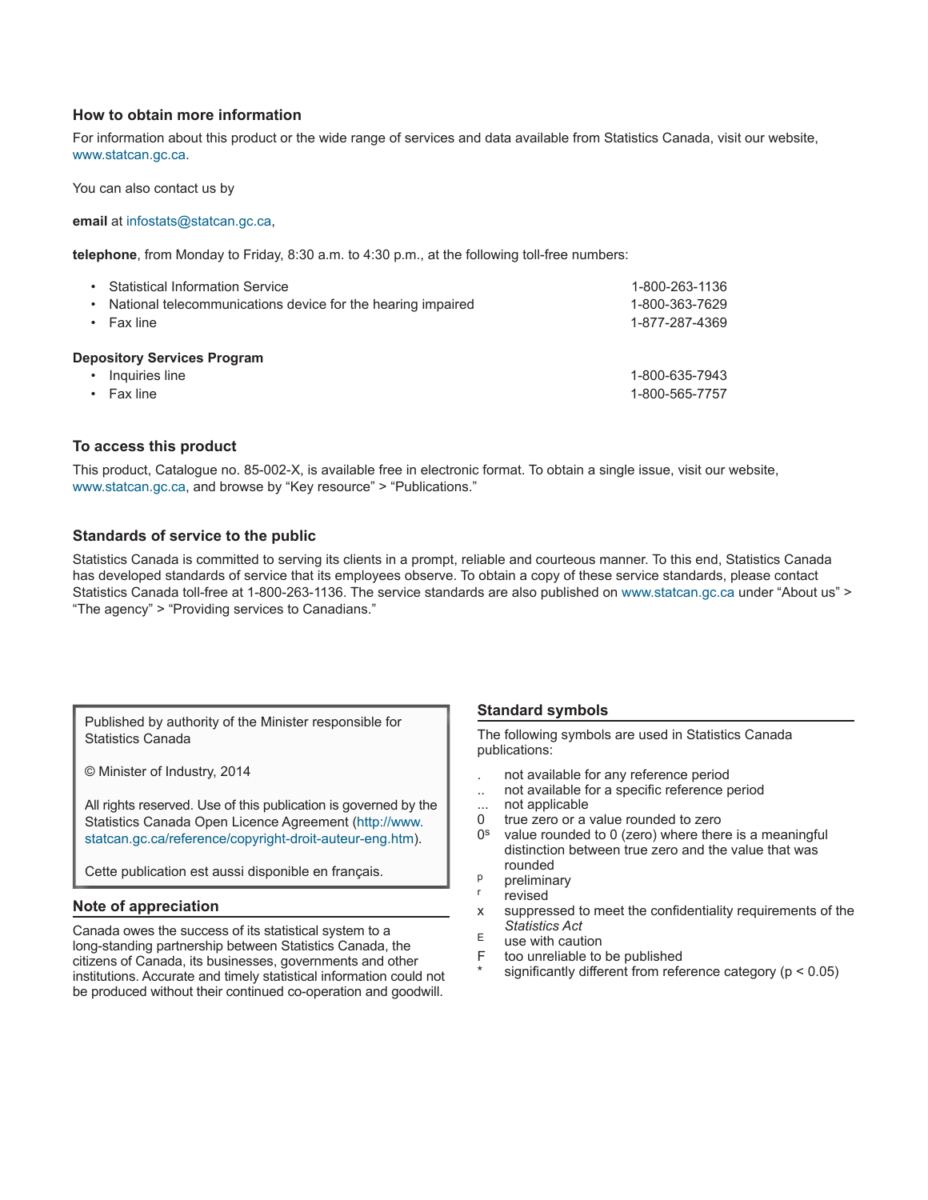## How to obtain more information

For information about this product or the wide range of services and data available from Statistics Canada, visit our website, www.statcan.gc.ca.

You can also contact us by

**email** at infostats@statcan.gc.ca,

**telephone**, from Monday to Friday, 8:30 a.m. to 4:30 p.m., at the following toll-free numbers:

- Statistical Information Service 1-800-263-1136
- National telecommunications device for the hearing impaired 1-800-363-7629
- Fax line 1-877-287-4369

**Depository Services Program**

- Inquiries line 1-800-635-7943
- Fax line 1-800-565-7757

## To access this product

This product, Catalogue no. 85-002-X, is available free in electronic format. To obtain a single issue, visit our website, www.statcan.gc.ca, and browse by "Key resource" > "Publications."

## Standards of service to the public

Statistics Canada is committed to serving its clients in a prompt, reliable and courteous manner. To this end, Statistics Canada has developed standards of service that its employees observe. To obtain a copy of these service standards, please contact Statistics Canada toll-free at 1-800-263-1136. The service standards are also published on www.statcan.gc.ca under "About us" > "The agency" > "Providing services to Canadians."

Published by authority of the Minister responsible for Statistics Canada

© Minister of Industry, 2014

All rights reserved. Use of this publication is governed by the Statistics Canada Open Licence Agreement (http://www.statcan.gc.ca/reference/copyright-droit-auteur-eng.htm).

Cette publication est aussi disponible en français.

## Note of appreciation

Canada owes the success of its statistical system to a long-standing partnership between Statistics Canada, the citizens of Canada, its businesses, governments and other institutions. Accurate and timely statistical information could not be produced without their continued co-operation and goodwill.

## Standard symbols

The following symbols are used in Statistics Canada publications:

- . not available for any reference period
- .. not available for a specific reference period
- ... not applicable
- 0 true zero or a value rounded to zero
- 0^s value rounded to 0 (zero) where there is a meaningful distinction between true zero and the value that was rounded
- ^p preliminary
- ^r revised
- x suppressed to meet the confidentiality requirements of the *Statistics Act*
- ^E use with caution
- F too unreliable to be published
- * significantly different from reference category ($p < 0.05$)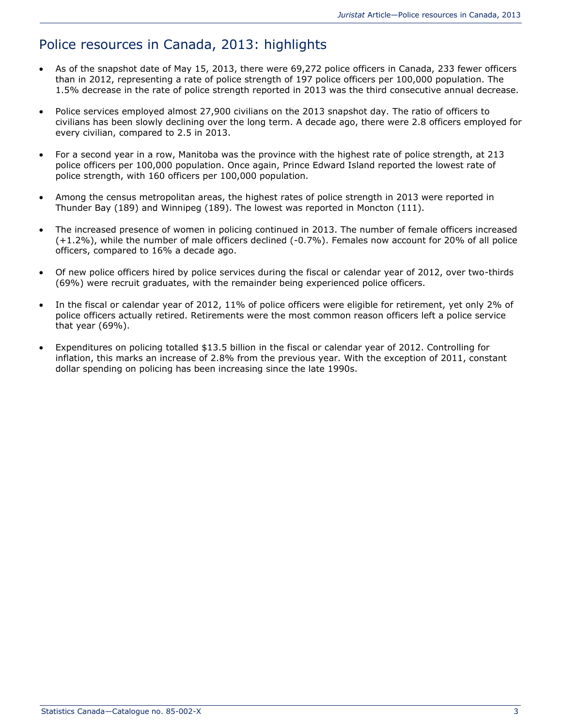# Police resources in Canada, 2013: highlights

- As of the snapshot date of May 15, 2013, there were 69,272 police officers in Canada, 233 fewer officers than in 2012, representing a rate of police strength of 197 police officers per 100,000 population. The 1.5% decrease in the rate of police strength reported in 2013 was the third consecutive annual decrease.

- Police services employed almost 27,900 civilians on the 2013 snapshot day. The ratio of officers to civilians has been slowly declining over the long term. A decade ago, there were 2.8 officers employed for every civilian, compared to 2.5 in 2013.

- For a second year in a row, Manitoba was the province with the highest rate of police strength, at 213 police officers per 100,000 population. Once again, Prince Edward Island reported the lowest rate of police strength, with 160 officers per 100,000 population.

- Among the census metropolitan areas, the highest rates of police strength in 2013 were reported in Thunder Bay (189) and Winnipeg (189). The lowest was reported in Moncton (111).

- The increased presence of women in policing continued in 2013. The number of female officers increased (+1.2%), while the number of male officers declined (-0.7%). Females now account for 20% of all police officers, compared to 16% a decade ago.

- Of new police officers hired by police services during the fiscal or calendar year of 2012, over two-thirds (69%) were recruit graduates, with the remainder being experienced police officers.

- In the fiscal or calendar year of 2012, 11% of police officers were eligible for retirement, yet only 2% of police officers actually retired. Retirements were the most common reason officers left a police service that year (69%).

- Expenditures on policing totalled $13.5 billion in the fiscal or calendar year of 2012. Controlling for inflation, this marks an increase of 2.8% from the previous year. With the exception of 2011, constant dollar spending on policing has been increasing since the late 1990s.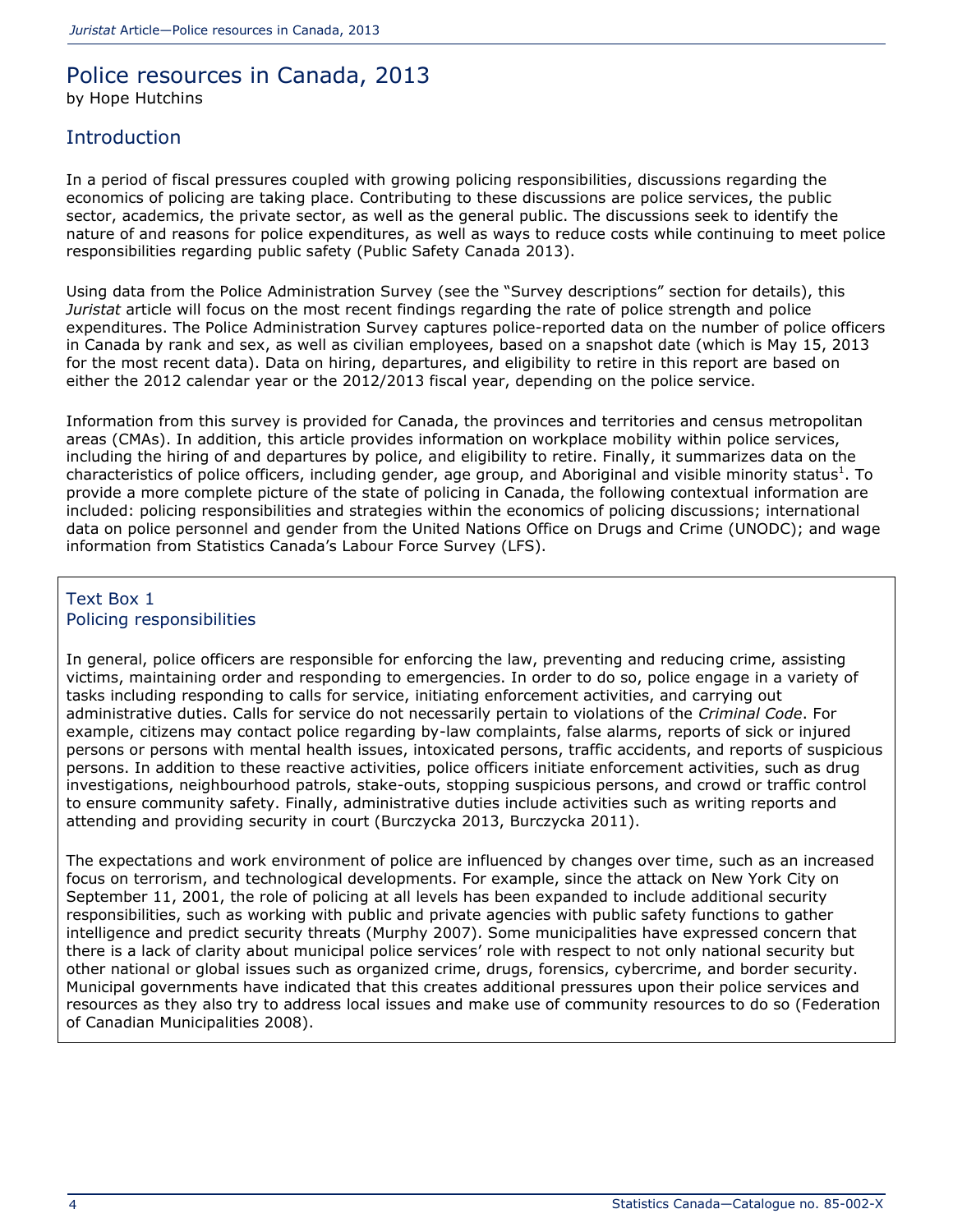# Police resources in Canada, 2013

by Hope Hutchins

## Introduction

In a period of fiscal pressures coupled with growing policing responsibilities, discussions regarding the economics of policing are taking place. Contributing to these discussions are police services, the public sector, academics, the private sector, as well as the general public. The discussions seek to identify the nature of and reasons for police expenditures, as well as ways to reduce costs while continuing to meet police responsibilities regarding public safety (Public Safety Canada 2013).

Using data from the Police Administration Survey (see the "Survey descriptions" section for details), this *Juristat* article will focus on the most recent findings regarding the rate of police strength and police expenditures. The Police Administration Survey captures police-reported data on the number of police officers in Canada by rank and sex, as well as civilian employees, based on a snapshot date (which is May 15, 2013 for the most recent data). Data on hiring, departures, and eligibility to retire in this report are based on either the 2012 calendar year or the 2012/2013 fiscal year, depending on the police service.

Information from this survey is provided for Canada, the provinces and territories and census metropolitan areas (CMAs). In addition, this article provides information on workplace mobility within police services, including the hiring of and departures by police, and eligibility to retire. Finally, it summarizes data on the characteristics of police officers, including gender, age group, and Aboriginal and visible minority status[1]. To provide a more complete picture of the state of policing in Canada, the following contextual information are included: policing responsibilities and strategies within the economics of policing discussions; international data on police personnel and gender from the United Nations Office on Drugs and Crime (UNODC); and wage information from Statistics Canada's Labour Force Survey (LFS).

### Text Box 1
### Policing responsibilities

In general, police officers are responsible for enforcing the law, preventing and reducing crime, assisting victims, maintaining order and responding to emergencies. In order to do so, police engage in a variety of tasks including responding to calls for service, initiating enforcement activities, and carrying out administrative duties. Calls for service do not necessarily pertain to violations of the *Criminal Code*. For example, citizens may contact police regarding by-law complaints, false alarms, reports of sick or injured persons or persons with mental health issues, intoxicated persons, traffic accidents, and reports of suspicious persons. In addition to these reactive activities, police officers initiate enforcement activities, such as drug investigations, neighbourhood patrols, stake-outs, stopping suspicious persons, and crowd or traffic control to ensure community safety. Finally, administrative duties include activities such as writing reports and attending and providing security in court (Burczycka 2013, Burczycka 2011).

The expectations and work environment of police are influenced by changes over time, such as an increased focus on terrorism, and technological developments. For example, since the attack on New York City on September 11, 2001, the role of policing at all levels has been expanded to include additional security responsibilities, such as working with public and private agencies with public safety functions to gather intelligence and predict security threats (Murphy 2007). Some municipalities have expressed concern that there is a lack of clarity about municipal police services' role with respect to not only national security but other national or global issues such as organized crime, drugs, forensics, cybercrime, and border security. Municipal governments have indicated that this creates additional pressures upon their police services and resources as they also try to address local issues and make use of community resources to do so (Federation of Canadian Municipalities 2008).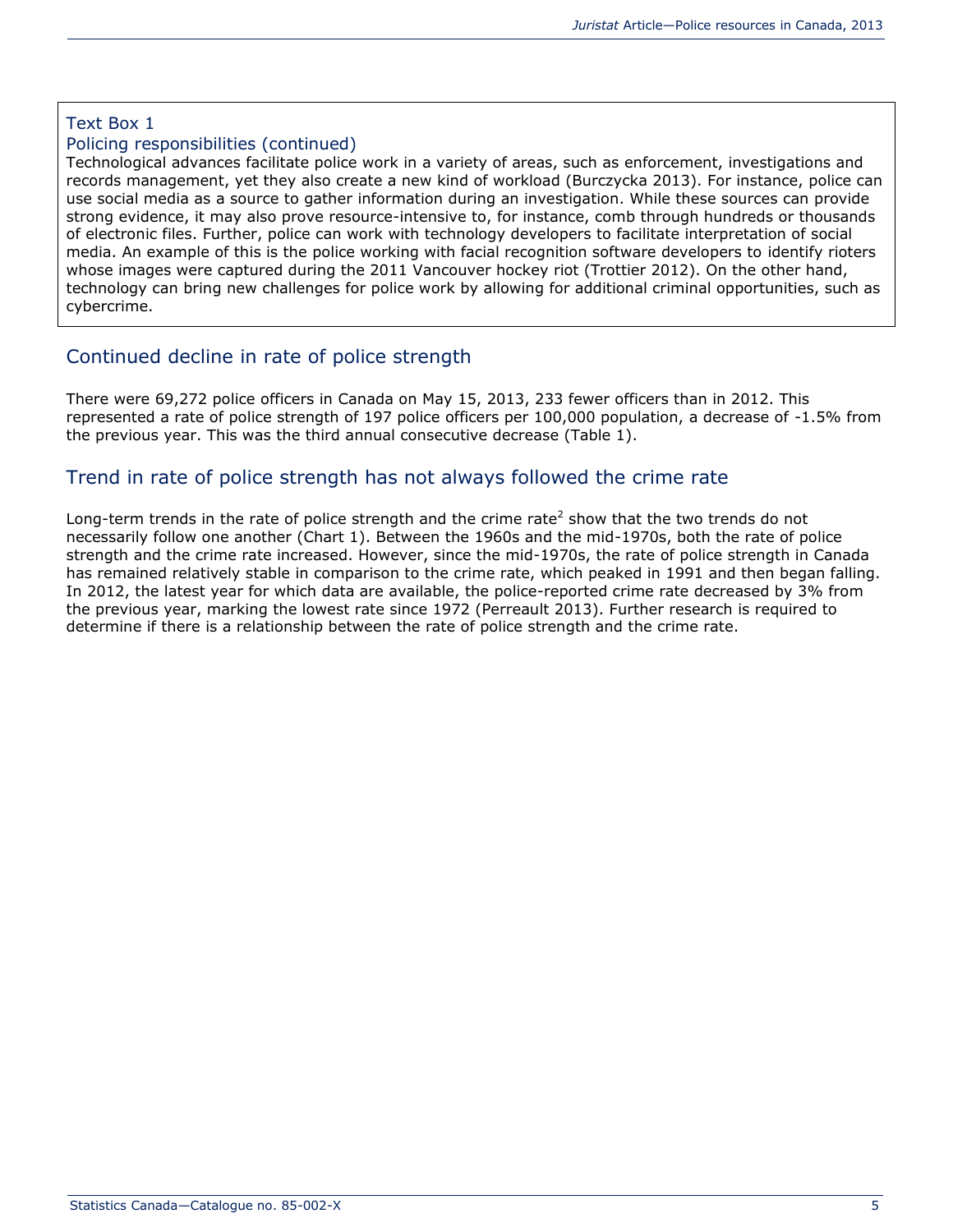> **Text Box 1**
> **Policing responsibilities (continued)**
>
> Technological advances facilitate police work in a variety of areas, such as enforcement, investigations and records management, yet they also create a new kind of workload (Burczycka 2013). For instance, police can use social media as a source to gather information during an investigation. While these sources can provide strong evidence, it may also prove resource-intensive to, for instance, comb through hundreds or thousands of electronic files. Further, police can work with technology developers to facilitate interpretation of social media. An example of this is the police working with facial recognition software developers to identify rioters whose images were captured during the 2011 Vancouver hockey riot (Trottier 2012). On the other hand, technology can bring new challenges for police work by allowing for additional criminal opportunities, such as cybercrime.

## Continued decline in rate of police strength

There were 69,272 police officers in Canada on May 15, 2013, 233 fewer officers than in 2012. This represented a rate of police strength of 197 police officers per 100,000 population, a decrease of -1.5% from the previous year. This was the third annual consecutive decrease (Table 1).

## Trend in rate of police strength has not always followed the crime rate

Long-term trends in the rate of police strength and the crime rate[2] show that the two trends do not necessarily follow one another (Chart 1). Between the 1960s and the mid-1970s, both the rate of police strength and the crime rate increased. However, since the mid-1970s, the rate of police strength in Canada has remained relatively stable in comparison to the crime rate, which peaked in 1991 and then began falling. In 2012, the latest year for which data are available, the police-reported crime rate decreased by 3% from the previous year, marking the lowest rate since 1972 (Perreault 2013). Further research is required to determine if there is a relationship between the rate of police strength and the crime rate.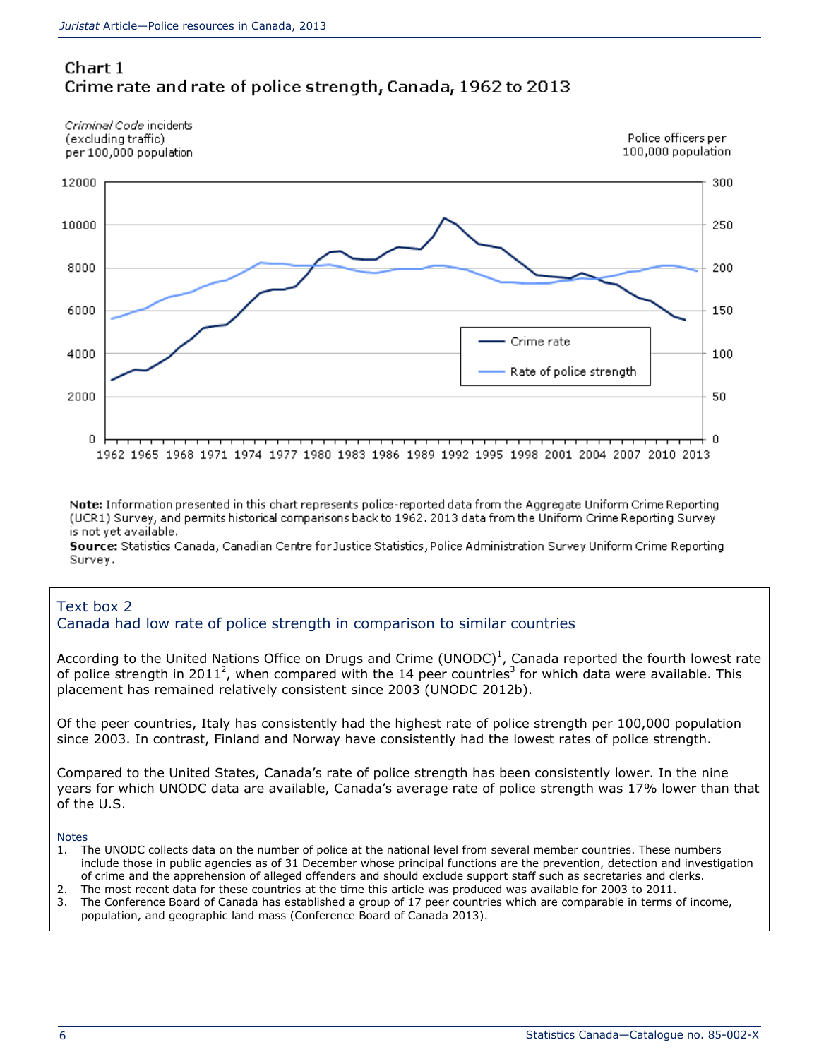## Chart 1
## Crime rate and rate of police strength, Canada, 1962 to 2013

*Criminal Code* incidents (excluding traffic) per 100,000 population

Police officers per 100,000 population

Crime rate

Rate of police strength

**Note:** Information presented in this chart represents police-reported data from the Aggregate Uniform Crime Reporting (UCR1) Survey, and permits historical comparisons back to 1962. 2013 data from the Uniform Crime Reporting Survey is not yet available.
**Source:** Statistics Canada, Canadian Centre for Justice Statistics, Police Administration Survey Uniform Crime Reporting Survey.

---

### Text box 2
### Canada had low rate of police strength in comparison to similar countries

According to the United Nations Office on Drugs and Crime (UNODC)[1], Canada reported the fourth lowest rate of police strength in 2011[2], when compared with the 14 peer countries[3] for which data were available. This placement has remained relatively consistent since 2003 (UNODC 2012b).

Of the peer countries, Italy has consistently had the highest rate of police strength per 100,000 population since 2003. In contrast, Finland and Norway have consistently had the lowest rates of police strength.

Compared to the United States, Canada's rate of police strength has been consistently lower. In the nine years for which UNODC data are available, Canada's average rate of police strength was 17% lower than that of the U.S.

Notes

1. The UNODC collects data on the number of police at the national level from several member countries. These numbers include those in public agencies as of 31 December whose principal functions are the prevention, detection and investigation of crime and the apprehension of alleged offenders and should exclude support staff such as secretaries and clerks.
2. The most recent data for these countries at the time this article was produced was available for 2003 to 2011.
3. The Conference Board of Canada has established a group of 17 peer countries which are comparable in terms of income, population, and geographic land mass (Conference Board of Canada 2013).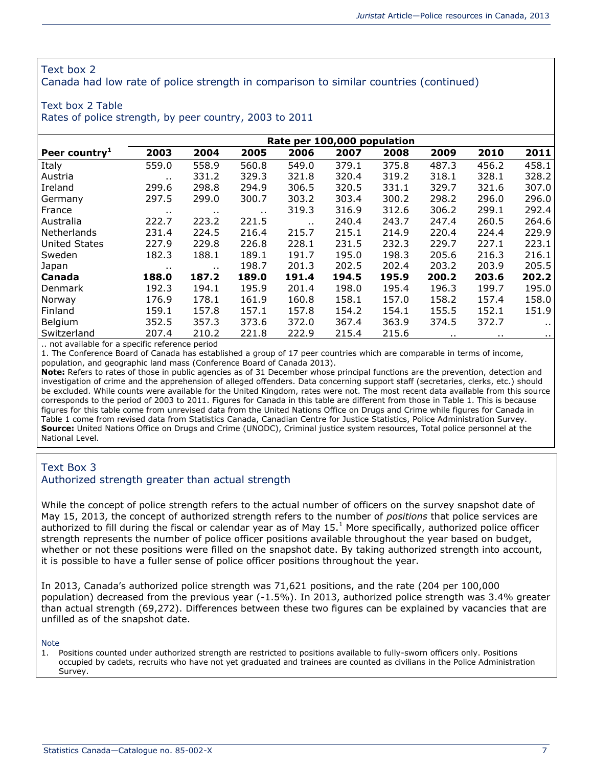## Text box 2

### Canada had low rate of police strength in comparison to similar countries (continued)

#### Text box 2 Table

Rates of police strength, by peer country, 2003 to 2011

| Peer country[1] | Rate per 100,000 population | | | | | | | | |
|---|---|---|---|---|---|---|---|---|---|
| | 2003 | 2004 | 2005 | 2006 | 2007 | 2008 | 2009 | 2010 | 2011 |
| Italy | 559.0 | 558.9 | 560.8 | 549.0 | 379.1 | 375.8 | 487.3 | 456.2 | 458.1 |
| Austria | .. | 331.2 | 329.3 | 321.8 | 320.4 | 319.2 | 318.1 | 328.1 | 328.2 |
| Ireland | 299.6 | 298.8 | 294.9 | 306.5 | 320.5 | 331.1 | 329.7 | 321.6 | 307.0 |
| Germany | 297.5 | 299.0 | 300.7 | 303.2 | 303.4 | 300.2 | 298.2 | 296.0 | 296.0 |
| France | .. | .. | .. | 319.3 | 316.9 | 312.6 | 306.2 | 299.1 | 292.4 |
| Australia | 222.7 | 223.2 | 221.5 | .. | 240.4 | 243.7 | 247.4 | 260.5 | 264.6 |
| Netherlands | 231.4 | 224.5 | 216.4 | 215.7 | 215.1 | 214.9 | 220.4 | 224.4 | 229.9 |
| United States | 227.9 | 229.8 | 226.8 | 228.1 | 231.5 | 232.3 | 229.7 | 227.1 | 223.1 |
| Sweden | 182.3 | 188.1 | 189.1 | 191.7 | 195.0 | 198.3 | 205.6 | 216.3 | 216.1 |
| Japan | .. | .. | 198.7 | 201.3 | 202.5 | 202.4 | 203.2 | 203.9 | 205.5 |
| **Canada** | **188.0** | **187.2** | **189.0** | **191.4** | **194.5** | **195.9** | **200.2** | **203.6** | **202.2** |
| Denmark | 192.3 | 194.1 | 195.9 | 201.4 | 198.0 | 195.4 | 196.3 | 199.7 | 195.0 |
| Norway | 176.9 | 178.1 | 161.9 | 160.8 | 158.1 | 157.0 | 158.2 | 157.4 | 158.0 |
| Finland | 159.1 | 157.8 | 157.1 | 157.8 | 154.2 | 154.1 | 155.5 | 152.1 | 151.9 |
| Belgium | 352.5 | 357.3 | 373.6 | 372.0 | 367.4 | 363.9 | 374.5 | 372.7 | .. |
| Switzerland | 207.4 | 210.2 | 221.8 | 222.9 | 215.4 | 215.6 | .. | .. | .. |

.. not available for a specific reference period

1. The Conference Board of Canada has established a group of 17 peer countries which are comparable in terms of income, population, and geographic land mass (Conference Board of Canada 2013).

**Note:** Refers to rates of those in public agencies as of 31 December whose principal functions are the prevention, detection and investigation of crime and the apprehension of alleged offenders. Data concerning support staff (secretaries, clerks, etc.) should be excluded. While counts were available for the United Kingdom, rates were not. The most recent data available from this source corresponds to the period of 2003 to 2011. Figures for Canada in this table are different from those in Table 1. This is because figures for this table come from unrevised data from the United Nations Office on Drugs and Crime while figures for Canada in Table 1 come from revised data from Statistics Canada, Canadian Centre for Justice Statistics, Police Administration Survey.

**Source:** United Nations Office on Drugs and Crime (UNODC), Criminal justice system resources, Total police personnel at the National Level.

## Text Box 3

### Authorized strength greater than actual strength

While the concept of police strength refers to the actual number of officers on the survey snapshot date of May 15, 2013, the concept of authorized strength refers to the number of *positions* that police services are authorized to fill during the fiscal or calendar year as of May 15.[1] More specifically, authorized police officer strength represents the number of police officer positions available throughout the year based on budget, whether or not these positions were filled on the snapshot date. By taking authorized strength into account, it is possible to have a fuller sense of police officer positions throughout the year.

In 2013, Canada's authorized police strength was 71,621 positions, and the rate (204 per 100,000 population) decreased from the previous year (-1.5%). In 2013, authorized police strength was 3.4% greater than actual strength (69,272). Differences between these two figures can be explained by vacancies that are unfilled as of the snapshot date.

Note

1. Positions counted under authorized strength are restricted to positions available to fully-sworn officers only. Positions occupied by cadets, recruits who have not yet graduated and trainees are counted as civilians in the Police Administration Survey.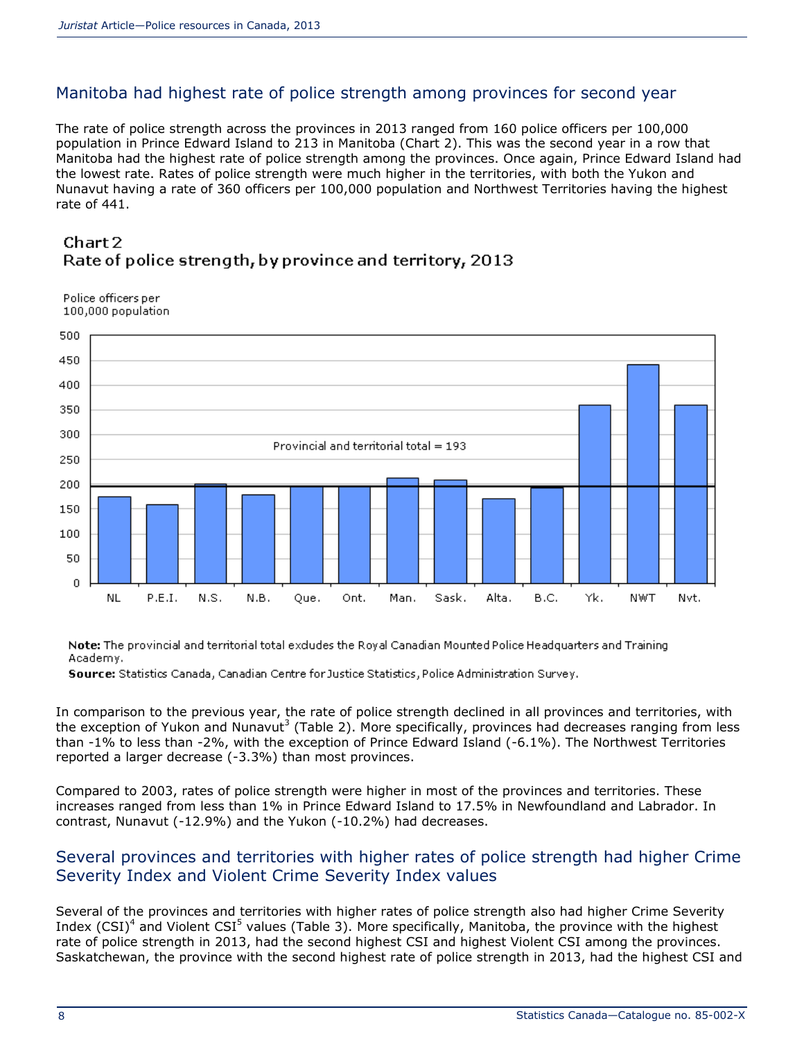## Manitoba had highest rate of police strength among provinces for second year

The rate of police strength across the provinces in 2013 ranged from 160 police officers per 100,000 population in Prince Edward Island to 213 in Manitoba (Chart 2). This was the second year in a row that Manitoba had the highest rate of police strength among the provinces. Once again, Prince Edward Island had the lowest rate. Rates of police strength were much higher in the territories, with both the Yukon and Nunavut having a rate of 360 officers per 100,000 population and Northwest Territories having the highest rate of 441.

**Chart 2**
**Rate of police strength, by province and territory, 2013**

Police officers per 100,000 population

Provincial and territorial total = 193

NL, P.E.I., N.S., N.B., Que., Ont., Man., Sask., Alta., B.C., Yk., NWT, Nvt.

**Note:** The provincial and territorial total excludes the Royal Canadian Mounted Police Headquarters and Training Academy.
**Source:** Statistics Canada, Canadian Centre for Justice Statistics, Police Administration Survey.

In comparison to the previous year, the rate of police strength declined in all provinces and territories, with the exception of Yukon and Nunavut[3] (Table 2). More specifically, provinces had decreases ranging from less than -1% to less than -2%, with the exception of Prince Edward Island (-6.1%). The Northwest Territories reported a larger decrease (-3.3%) than most provinces.

Compared to 2003, rates of police strength were higher in most of the provinces and territories. These increases ranged from less than 1% in Prince Edward Island to 17.5% in Newfoundland and Labrador. In contrast, Nunavut (-12.9%) and the Yukon (-10.2%) had decreases.

## Several provinces and territories with higher rates of police strength had higher Crime Severity Index and Violent Crime Severity Index values

Several of the provinces and territories with higher rates of police strength also had higher Crime Severity Index (CSI)[4] and Violent CSI[5] values (Table 3). More specifically, Manitoba, the province with the highest rate of police strength in 2013, had the second highest CSI and highest Violent CSI among the provinces. Saskatchewan, the province with the second highest rate of police strength in 2013, had the highest CSI and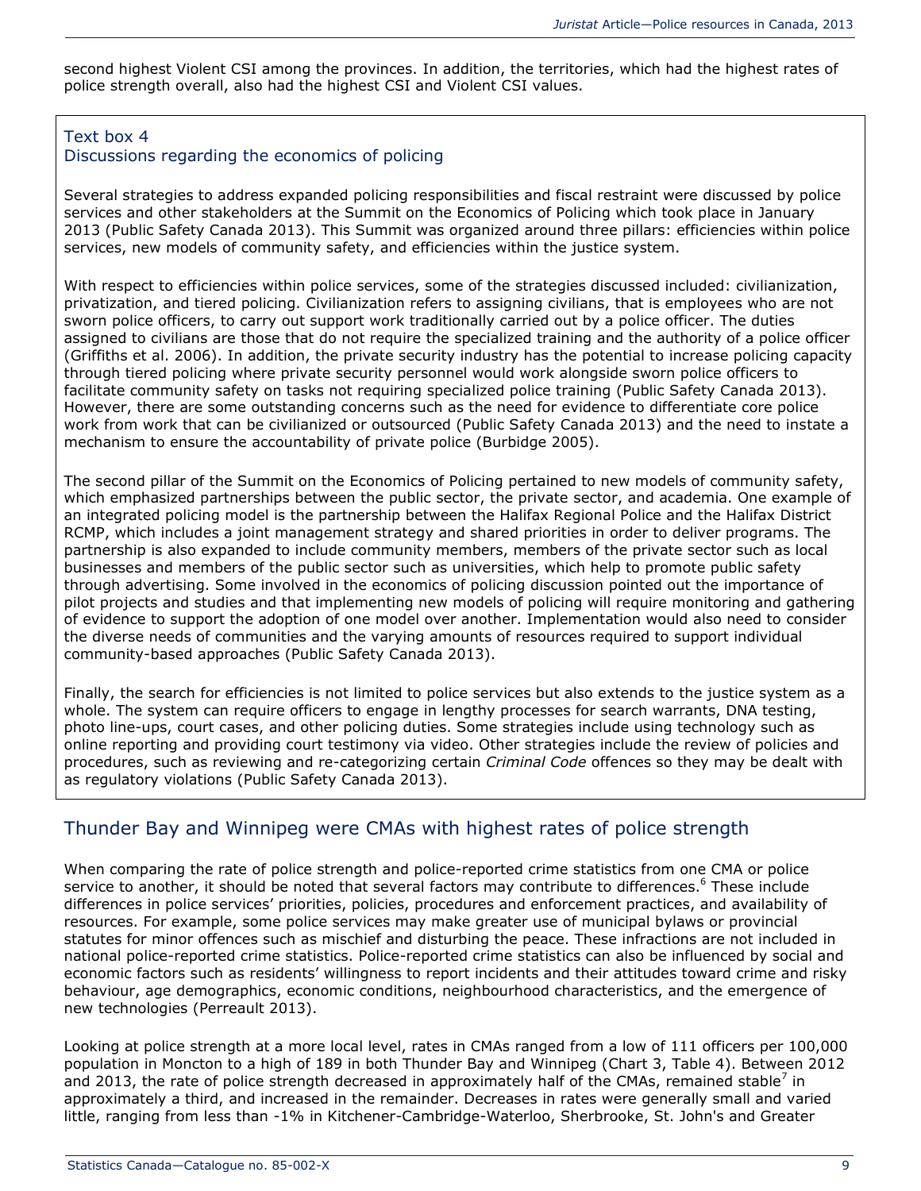second highest Violent CSI among the provinces. In addition, the territories, which had the highest rates of police strength overall, also had the highest CSI and Violent CSI values.

### Text box 4
### Discussions regarding the economics of policing

Several strategies to address expanded policing responsibilities and fiscal restraint were discussed by police services and other stakeholders at the Summit on the Economics of Policing which took place in January 2013 (Public Safety Canada 2013). This Summit was organized around three pillars: efficiencies within police services, new models of community safety, and efficiencies within the justice system.

With respect to efficiencies within police services, some of the strategies discussed included: civilianization, privatization, and tiered policing. Civilianization refers to assigning civilians, that is employees who are not sworn police officers, to carry out support work traditionally carried out by a police officer. The duties assigned to civilians are those that do not require the specialized training and the authority of a police officer (Griffiths et al. 2006). In addition, the private security industry has the potential to increase policing capacity through tiered policing where private security personnel would work alongside sworn police officers to facilitate community safety on tasks not requiring specialized police training (Public Safety Canada 2013). However, there are some outstanding concerns such as the need for evidence to differentiate core police work from work that can be civilianized or outsourced (Public Safety Canada 2013) and the need to instate a mechanism to ensure the accountability of private police (Burbidge 2005).

The second pillar of the Summit on the Economics of Policing pertained to new models of community safety, which emphasized partnerships between the public sector, the private sector, and academia. One example of an integrated policing model is the partnership between the Halifax Regional Police and the Halifax District RCMP, which includes a joint management strategy and shared priorities in order to deliver programs. The partnership is also expanded to include community members, members of the private sector such as local businesses and members of the public sector such as universities, which help to promote public safety through advertising. Some involved in the economics of policing discussion pointed out the importance of pilot projects and studies and that implementing new models of policing will require monitoring and gathering of evidence to support the adoption of one model over another. Implementation would also need to consider the diverse needs of communities and the varying amounts of resources required to support individual community-based approaches (Public Safety Canada 2013).

Finally, the search for efficiencies is not limited to police services but also extends to the justice system as a whole. The system can require officers to engage in lengthy processes for search warrants, DNA testing, photo line-ups, court cases, and other policing duties. Some strategies include using technology such as online reporting and providing court testimony via video. Other strategies include the review of policies and procedures, such as reviewing and re-categorizing certain *Criminal Code* offences so they may be dealt with as regulatory violations (Public Safety Canada 2013).

## Thunder Bay and Winnipeg were CMAs with highest rates of police strength

When comparing the rate of police strength and police-reported crime statistics from one CMA or police service to another, it should be noted that several factors may contribute to differences.[6] These include differences in police services' priorities, policies, procedures and enforcement practices, and availability of resources. For example, some police services may make greater use of municipal bylaws or provincial statutes for minor offences such as mischief and disturbing the peace. These infractions are not included in national police-reported crime statistics. Police-reported crime statistics can also be influenced by social and economic factors such as residents' willingness to report incidents and their attitudes toward crime and risky behaviour, age demographics, economic conditions, neighbourhood characteristics, and the emergence of new technologies (Perreault 2013).

Looking at police strength at a more local level, rates in CMAs ranged from a low of 111 officers per 100,000 population in Moncton to a high of 189 in both Thunder Bay and Winnipeg (Chart 3, Table 4). Between 2012 and 2013, the rate of police strength decreased in approximately half of the CMAs, remained stable[7] in approximately a third, and increased in the remainder. Decreases in rates were generally small and varied little, ranging from less than -1% in Kitchener-Cambridge-Waterloo, Sherbrooke, St. John's and Greater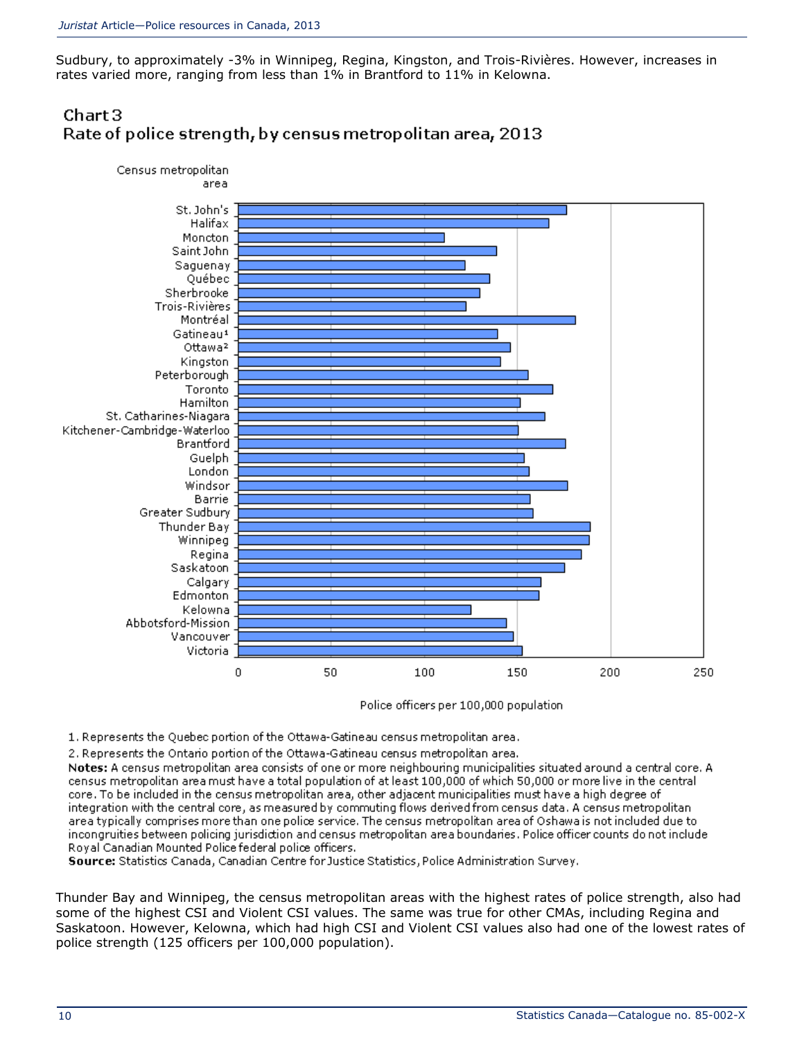Sudbury, to approximately -3% in Winnipeg, Regina, Kingston, and Trois-Rivières. However, increases in rates varied more, ranging from less than 1% in Brantford to 11% in Kelowna.

### Chart 3
### Rate of police strength, by census metropolitan area, 2013

1. Represents the Quebec portion of the Ottawa-Gatineau census metropolitan area.
2. Represents the Ontario portion of the Ottawa-Gatineau census metropolitan area.

**Notes:** A census metropolitan area consists of one or more neighbouring municipalities situated around a central core. A census metropolitan area must have a total population of at least 100,000 of which 50,000 or more live in the central core. To be included in the census metropolitan area, other adjacent municipalities must have a high degree of integration with the central core, as measured by commuting flows derived from census data. A census metropolitan area typically comprises more than one police service. The census metropolitan area of Oshawa is not included due to incongruities between policing jurisdiction and census metropolitan area boundaries. Police officer counts do not include Royal Canadian Mounted Police federal police officers.

**Source:** Statistics Canada, Canadian Centre for Justice Statistics, Police Administration Survey.

Thunder Bay and Winnipeg, the census metropolitan areas with the highest rates of police strength, also had some of the highest CSI and Violent CSI values. The same was true for other CMAs, including Regina and Saskatoon. However, Kelowna, which had high CSI and Violent CSI values also had one of the lowest rates of police strength (125 officers per 100,000 population).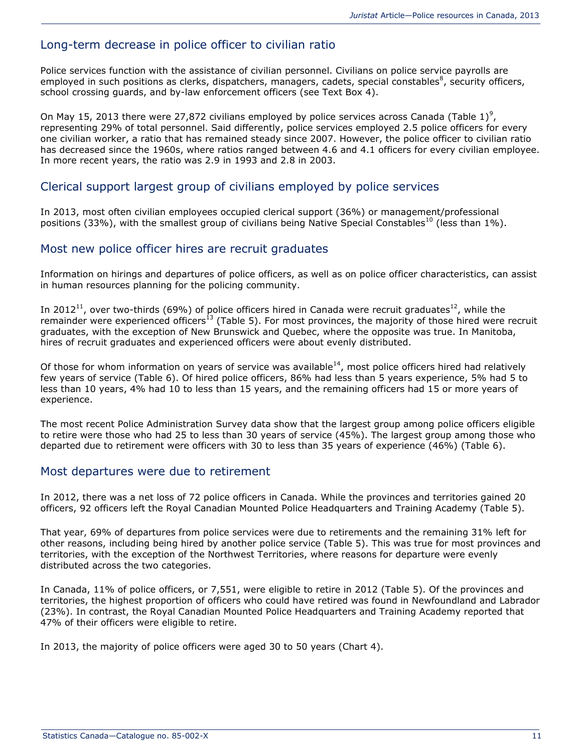## Long-term decrease in police officer to civilian ratio

Police services function with the assistance of civilian personnel. Civilians on police service payrolls are employed in such positions as clerks, dispatchers, managers, cadets, special constables[8], security officers, school crossing guards, and by-law enforcement officers (see Text Box 4).

On May 15, 2013 there were 27,872 civilians employed by police services across Canada (Table 1)[9], representing 29% of total personnel. Said differently, police services employed 2.5 police officers for every one civilian worker, a ratio that has remained steady since 2007. However, the police officer to civilian ratio has decreased since the 1960s, where ratios ranged between 4.6 and 4.1 officers for every civilian employee. In more recent years, the ratio was 2.9 in 1993 and 2.8 in 2003.

## Clerical support largest group of civilians employed by police services

In 2013, most often civilian employees occupied clerical support (36%) or management/professional positions (33%), with the smallest group of civilians being Native Special Constables[10] (less than 1%).

## Most new police officer hires are recruit graduates

Information on hirings and departures of police officers, as well as on police officer characteristics, can assist in human resources planning for the policing community.

In 2012[11], over two-thirds (69%) of police officers hired in Canada were recruit graduates[12], while the remainder were experienced officers[13] (Table 5). For most provinces, the majority of those hired were recruit graduates, with the exception of New Brunswick and Quebec, where the opposite was true. In Manitoba, hires of recruit graduates and experienced officers were about evenly distributed.

Of those for whom information on years of service was available[14], most police officers hired had relatively few years of service (Table 6). Of hired police officers, 86% had less than 5 years experience, 5% had 5 to less than 10 years, 4% had 10 to less than 15 years, and the remaining officers had 15 or more years of experience.

The most recent Police Administration Survey data show that the largest group among police officers eligible to retire were those who had 25 to less than 30 years of service (45%). The largest group among those who departed due to retirement were officers with 30 to less than 35 years of experience (46%) (Table 6).

## Most departures were due to retirement

In 2012, there was a net loss of 72 police officers in Canada. While the provinces and territories gained 20 officers, 92 officers left the Royal Canadian Mounted Police Headquarters and Training Academy (Table 5).

That year, 69% of departures from police services were due to retirements and the remaining 31% left for other reasons, including being hired by another police service (Table 5). This was true for most provinces and territories, with the exception of the Northwest Territories, where reasons for departure were evenly distributed across the two categories.

In Canada, 11% of police officers, or 7,551, were eligible to retire in 2012 (Table 5). Of the provinces and territories, the highest proportion of officers who could have retired was found in Newfoundland and Labrador (23%). In contrast, the Royal Canadian Mounted Police Headquarters and Training Academy reported that 47% of their officers were eligible to retire.

In 2013, the majority of police officers were aged 30 to 50 years (Chart 4).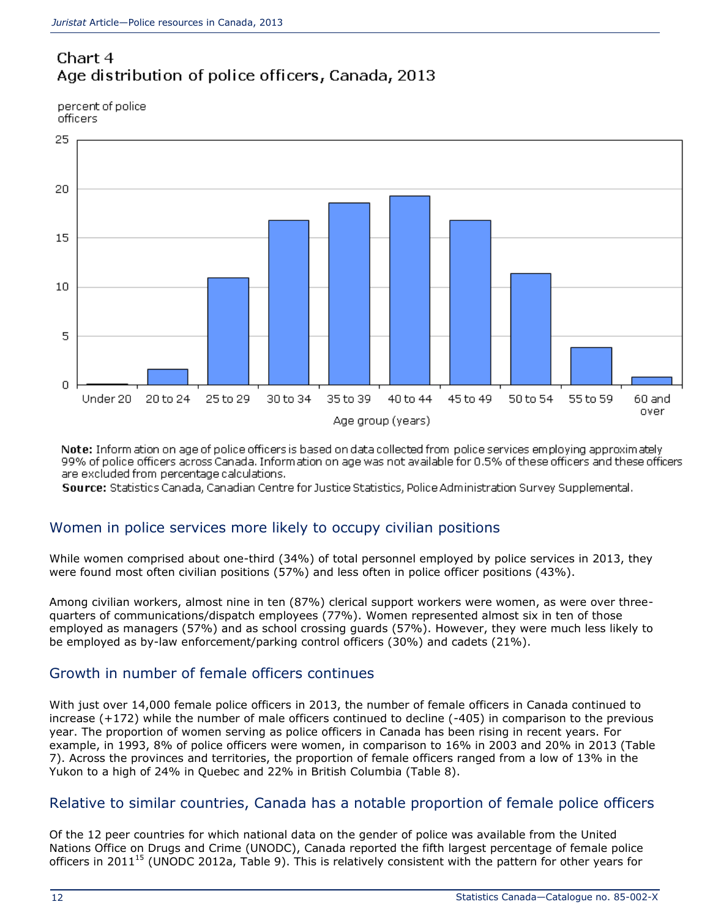## Chart 4
## Age distribution of police officers, Canada, 2013

percent of police officers

| Age group (years) | Under 20 | 20 to 24 | 25 to 29 | 30 to 34 | 35 to 39 | 40 to 44 | 45 to 49 | 50 to 54 | 55 to 59 | 60 and over |
|---|---|---|---|---|---|---|---|---|---|---|

**Note:** Information on age of police officers is based on data collected from police services employing approximately 99% of police officers across Canada. Information on age was not available for 0.5% of these officers and these officers are excluded from percentage calculations.

**Source:** Statistics Canada, Canadian Centre for Justice Statistics, Police Administration Survey Supplemental.

## Women in police services more likely to occupy civilian positions

While women comprised about one-third (34%) of total personnel employed by police services in 2013, they were found most often civilian positions (57%) and less often in police officer positions (43%).

Among civilian workers, almost nine in ten (87%) clerical support workers were women, as were over three-quarters of communications/dispatch employees (77%). Women represented almost six in ten of those employed as managers (57%) and as school crossing guards (57%). However, they were much less likely to be employed as by-law enforcement/parking control officers (30%) and cadets (21%).

## Growth in number of female officers continues

With just over 14,000 female police officers in 2013, the number of female officers in Canada continued to increase (+172) while the number of male officers continued to decline (-405) in comparison to the previous year. The proportion of women serving as police officers in Canada has been rising in recent years. For example, in 1993, 8% of police officers were women, in comparison to 16% in 2003 and 20% in 2013 (Table 7). Across the provinces and territories, the proportion of female officers ranged from a low of 13% in the Yukon to a high of 24% in Quebec and 22% in British Columbia (Table 8).

## Relative to similar countries, Canada has a notable proportion of female police officers

Of the 12 peer countries for which national data on the gender of police was available from the United Nations Office on Drugs and Crime (UNODC), Canada reported the fifth largest percentage of female police officers in 2011[15] (UNODC 2012a, Table 9). This is relatively consistent with the pattern for other years for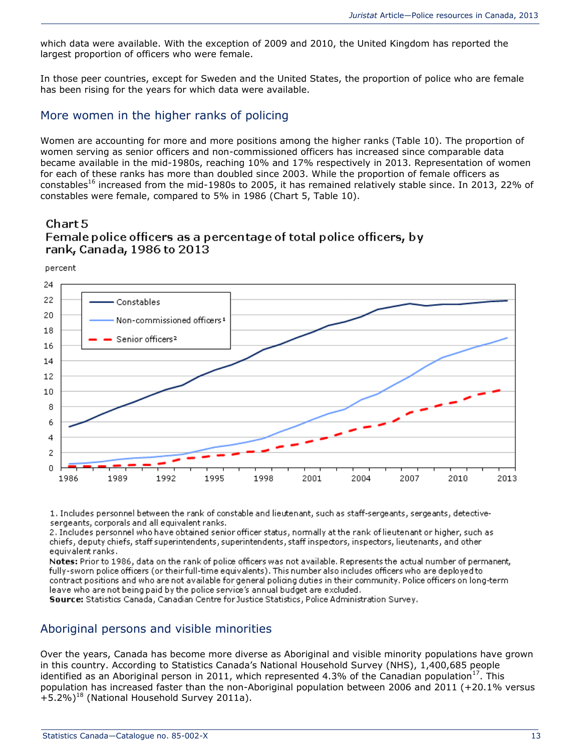which data were available. With the exception of 2009 and 2010, the United Kingdom has reported the largest proportion of officers who were female.

In those peer countries, except for Sweden and the United States, the proportion of police who are female has been rising for the years for which data were available.

## More women in the higher ranks of policing

Women are accounting for more and more positions among the higher ranks (Table 10). The proportion of women serving as senior officers and non-commissioned officers has increased since comparable data became available in the mid-1980s, reaching 10% and 17% respectively in 2013. Representation of women for each of these ranks has more than doubled since 2003. While the proportion of female officers as constables[16] increased from the mid-1980s to 2005, it has remained relatively stable since. In 2013, 22% of constables were female, compared to 5% in 1986 (Chart 5, Table 10).

### Chart 5
### Female police officers as a percentage of total police officers, by rank, Canada, 1986 to 2013

1. Includes personnel between the rank of constable and lieutenant, such as staff-sergeants, sergeants, detective-sergeants, corporals and all equivalent ranks.
2. Includes personnel who have obtained senior officer status, normally at the rank of lieutenant or higher, such as chiefs, deputy chiefs, staff superintendents, superintendents, staff inspectors, inspectors, lieutenants, and other equivalent ranks.

**Notes:** Prior to 1986, data on the rank of police officers was not available. Represents the actual number of permanent, fully-sworn police officers (or their full-time equivalents). This number also includes officers who are deployed to contract positions and who are not available for general policing duties in their community. Police officers on long-term leave who are not being paid by the police service's annual budget are excluded.
**Source:** Statistics Canada, Canadian Centre for Justice Statistics, Police Administration Survey.

## Aboriginal persons and visible minorities

Over the years, Canada has become more diverse as Aboriginal and visible minority populations have grown in this country. According to Statistics Canada's National Household Survey (NHS), 1,400,685 people identified as an Aboriginal person in 2011, which represented 4.3% of the Canadian population[17]. This population has increased faster than the non-Aboriginal population between 2006 and 2011 (+20.1% versus +5.2%)[18] (National Household Survey 2011a).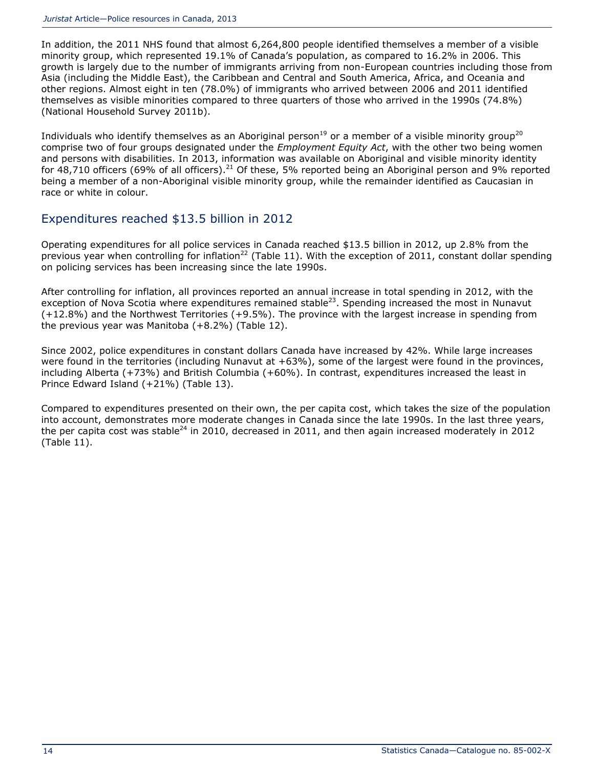In addition, the 2011 NHS found that almost 6,264,800 people identified themselves a member of a visible minority group, which represented 19.1% of Canada's population, as compared to 16.2% in 2006. This growth is largely due to the number of immigrants arriving from non-European countries including those from Asia (including the Middle East), the Caribbean and Central and South America, Africa, and Oceania and other regions. Almost eight in ten (78.0%) of immigrants who arrived between 2006 and 2011 identified themselves as visible minorities compared to three quarters of those who arrived in the 1990s (74.8%) (National Household Survey 2011b).

Individuals who identify themselves as an Aboriginal person[19] or a member of a visible minority group[20] comprise two of four groups designated under the *Employment Equity Act*, with the other two being women and persons with disabilities. In 2013, information was available on Aboriginal and visible minority identity for 48,710 officers (69% of all officers).[21] Of these, 5% reported being an Aboriginal person and 9% reported being a member of a non-Aboriginal visible minority group, while the remainder identified as Caucasian in race or white in colour.

## Expenditures reached $13.5 billion in 2012

Operating expenditures for all police services in Canada reached $13.5 billion in 2012, up 2.8% from the previous year when controlling for inflation[22] (Table 11). With the exception of 2011, constant dollar spending on policing services has been increasing since the late 1990s.

After controlling for inflation, all provinces reported an annual increase in total spending in 2012, with the exception of Nova Scotia where expenditures remained stable[23]. Spending increased the most in Nunavut (+12.8%) and the Northwest Territories (+9.5%). The province with the largest increase in spending from the previous year was Manitoba (+8.2%) (Table 12).

Since 2002, police expenditures in constant dollars Canada have increased by 42%. While large increases were found in the territories (including Nunavut at +63%), some of the largest were found in the provinces, including Alberta (+73%) and British Columbia (+60%). In contrast, expenditures increased the least in Prince Edward Island (+21%) (Table 13).

Compared to expenditures presented on their own, the per capita cost, which takes the size of the population into account, demonstrates more moderate changes in Canada since the late 1990s. In the last three years, the per capita cost was stable[24] in 2010, decreased in 2011, and then again increased moderately in 2012 (Table 11).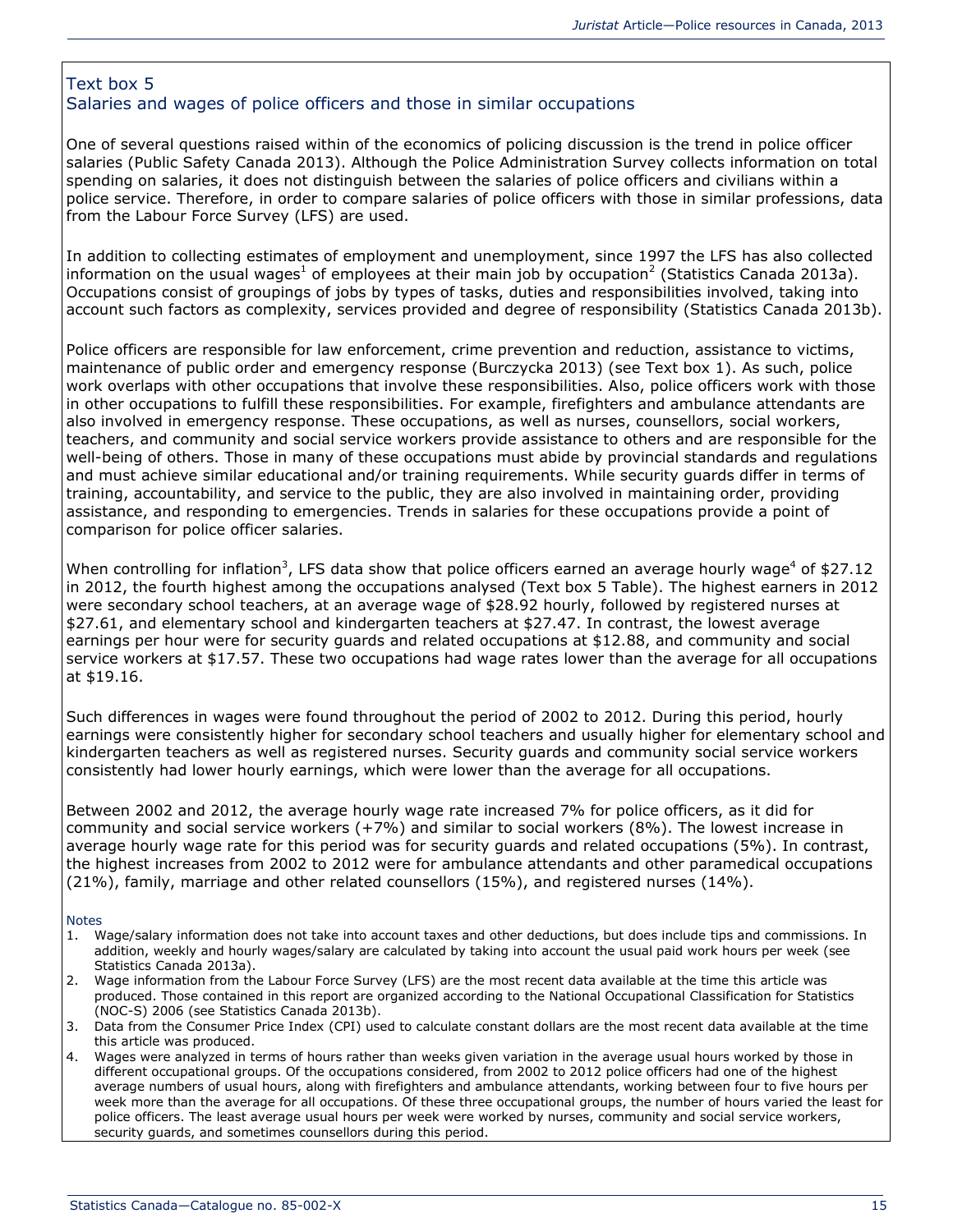## Text box 5
### Salaries and wages of police officers and those in similar occupations

One of several questions raised within of the economics of policing discussion is the trend in police officer salaries (Public Safety Canada 2013). Although the Police Administration Survey collects information on total spending on salaries, it does not distinguish between the salaries of police officers and civilians within a police service. Therefore, in order to compare salaries of police officers with those in similar professions, data from the Labour Force Survey (LFS) are used.

In addition to collecting estimates of employment and unemployment, since 1997 the LFS has also collected information on the usual wages[1] of employees at their main job by occupation[2] (Statistics Canada 2013a). Occupations consist of groupings of jobs by types of tasks, duties and responsibilities involved, taking into account such factors as complexity, services provided and degree of responsibility (Statistics Canada 2013b).

Police officers are responsible for law enforcement, crime prevention and reduction, assistance to victims, maintenance of public order and emergency response (Burczycka 2013) (see Text box 1). As such, police work overlaps with other occupations that involve these responsibilities. Also, police officers work with those in other occupations to fulfill these responsibilities. For example, firefighters and ambulance attendants are also involved in emergency response. These occupations, as well as nurses, counsellors, social workers, teachers, and community and social service workers provide assistance to others and are responsible for the well-being of others. Those in many of these occupations must abide by provincial standards and regulations and must achieve similar educational and/or training requirements. While security guards differ in terms of training, accountability, and service to the public, they are also involved in maintaining order, providing assistance, and responding to emergencies. Trends in salaries for these occupations provide a point of comparison for police officer salaries.

When controlling for inflation[3], LFS data show that police officers earned an average hourly wage[4] of $27.12 in 2012, the fourth highest among the occupations analysed (Text box 5 Table). The highest earners in 2012 were secondary school teachers, at an average wage of $28.92 hourly, followed by registered nurses at $27.61, and elementary school and kindergarten teachers at $27.47. In contrast, the lowest average earnings per hour were for security guards and related occupations at $12.88, and community and social service workers at $17.57. These two occupations had wage rates lower than the average for all occupations at $19.16.

Such differences in wages were found throughout the period of 2002 to 2012. During this period, hourly earnings were consistently higher for secondary school teachers and usually higher for elementary school and kindergarten teachers as well as registered nurses. Security guards and community social service workers consistently had lower hourly earnings, which were lower than the average for all occupations.

Between 2002 and 2012, the average hourly wage rate increased 7% for police officers, as it did for community and social service workers (+7%) and similar to social workers (8%). The lowest increase in average hourly wage rate for this period was for security guards and related occupations (5%). In contrast, the highest increases from 2002 to 2012 were for ambulance attendants and other paramedical occupations (21%), family, marriage and other related counsellors (15%), and registered nurses (14%).

Notes

1. Wage/salary information does not take into account taxes and other deductions, but does include tips and commissions. In addition, weekly and hourly wages/salary are calculated by taking into account the usual paid work hours per week (see Statistics Canada 2013a).
2. Wage information from the Labour Force Survey (LFS) are the most recent data available at the time this article was produced. Those contained in this report are organized according to the National Occupational Classification for Statistics (NOC-S) 2006 (see Statistics Canada 2013b).
3. Data from the Consumer Price Index (CPI) used to calculate constant dollars are the most recent data available at the time this article was produced.
4. Wages were analyzed in terms of hours rather than weeks given variation in the average usual hours worked by those in different occupational groups. Of the occupations considered, from 2002 to 2012 police officers had one of the highest average numbers of usual hours, along with firefighters and ambulance attendants, working between four to five hours per week more than the average for all occupations. Of these three occupational groups, the number of hours varied the least for police officers. The least average usual hours per week were worked by nurses, community and social service workers, security guards, and sometimes counsellors during this period.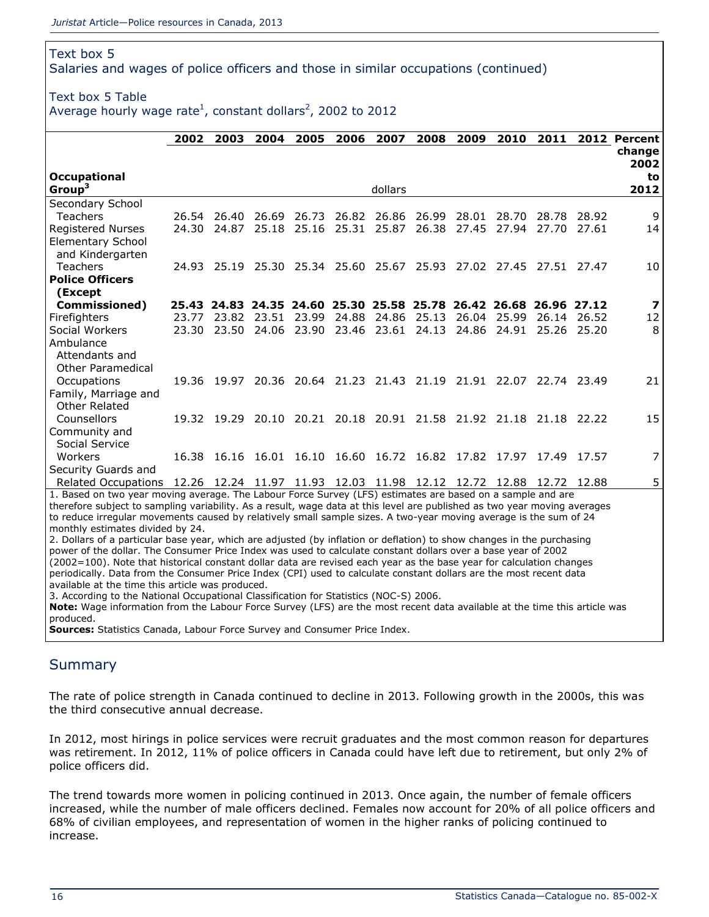Text box 5
Salaries and wages of police officers and those in similar occupations (continued)

Text box 5 Table
Average hourly wage rate[1], constant dollars[2], 2002 to 2012

| Occupational Group[3] | 2002 | 2003 | 2004 | 2005 | 2006 | 2007 | 2008 | 2009 | 2010 | 2011 | 2012 | Percent change 2002 to 2012 |
|---|---|---|---|---|---|---|---|---|---|---|---|---|
| | | | | | | dollars | | | | | | |
| Secondary School Teachers | 26.54 | 26.40 | 26.69 | 26.73 | 26.82 | 26.86 | 26.99 | 28.01 | 28.70 | 28.78 | 28.92 | 9 |
| Registered Nurses | 24.30 | 24.87 | 25.18 | 25.16 | 25.31 | 25.87 | 26.38 | 27.45 | 27.94 | 27.70 | 27.61 | 14 |
| Elementary School and Kindergarten Teachers | 24.93 | 25.19 | 25.30 | 25.34 | 25.60 | 25.67 | 25.93 | 27.02 | 27.45 | 27.51 | 27.47 | 10 |
| **Police Officers (Except Commissioned)** | **25.43** | **24.83** | **24.35** | **24.60** | **25.30** | **25.58** | **25.78** | **26.42** | **26.68** | **26.96** | **27.12** | **7** |
| Firefighters | 23.77 | 23.82 | 23.51 | 23.99 | 24.88 | 24.86 | 25.13 | 26.04 | 25.99 | 26.14 | 26.52 | 12 |
| Social Workers | 23.30 | 23.50 | 24.06 | 23.90 | 23.46 | 23.61 | 24.13 | 24.86 | 24.91 | 25.26 | 25.20 | 8 |
| Ambulance Attendants and Other Paramedical Occupations | 19.36 | 19.97 | 20.36 | 20.64 | 21.23 | 21.43 | 21.19 | 21.91 | 22.07 | 22.74 | 23.49 | 21 |
| Family, Marriage and Other Related Counsellors | 19.32 | 19.29 | 20.10 | 20.21 | 20.18 | 20.91 | 21.58 | 21.92 | 21.18 | 21.18 | 22.22 | 15 |
| Community and Social Service Workers | 16.38 | 16.16 | 16.01 | 16.10 | 16.60 | 16.72 | 16.82 | 17.82 | 17.97 | 17.49 | 17.57 | 7 |
| Security Guards and Related Occupations | 12.26 | 12.24 | 11.97 | 11.93 | 12.03 | 11.98 | 12.12 | 12.72 | 12.88 | 12.72 | 12.88 | 5 |

1. Based on two year moving average. The Labour Force Survey (LFS) estimates are based on a sample and are therefore subject to sampling variability. As a result, wage data at this level are published as two year moving averages to reduce irregular movements caused by relatively small sample sizes. A two-year moving average is the sum of 24 monthly estimates divided by 24.
2. Dollars of a particular base year, which are adjusted (by inflation or deflation) to show changes in the purchasing power of the dollar. The Consumer Price Index was used to calculate constant dollars over a base year of 2002 (2002=100). Note that historical constant dollar data are revised each year as the base year for calculation changes periodically. Data from the Consumer Price Index (CPI) used to calculate constant dollars are the most recent data available at the time this article was produced.
3. According to the National Occupational Classification for Statistics (NOC-S) 2006.
**Note:** Wage information from the Labour Force Survey (LFS) are the most recent data available at the time this article was produced.
**Sources:** Statistics Canada, Labour Force Survey and Consumer Price Index.

## Summary

The rate of police strength in Canada continued to decline in 2013. Following growth in the 2000s, this was the third consecutive annual decrease.

In 2012, most hirings in police services were recruit graduates and the most common reason for departures was retirement. In 2012, 11% of police officers in Canada could have left due to retirement, but only 2% of police officers did.

The trend towards more women in policing continued in 2013. Once again, the number of female officers increased, while the number of male officers declined. Females now account for 20% of all police officers and 68% of civilian employees, and representation of women in the higher ranks of policing continued to increase.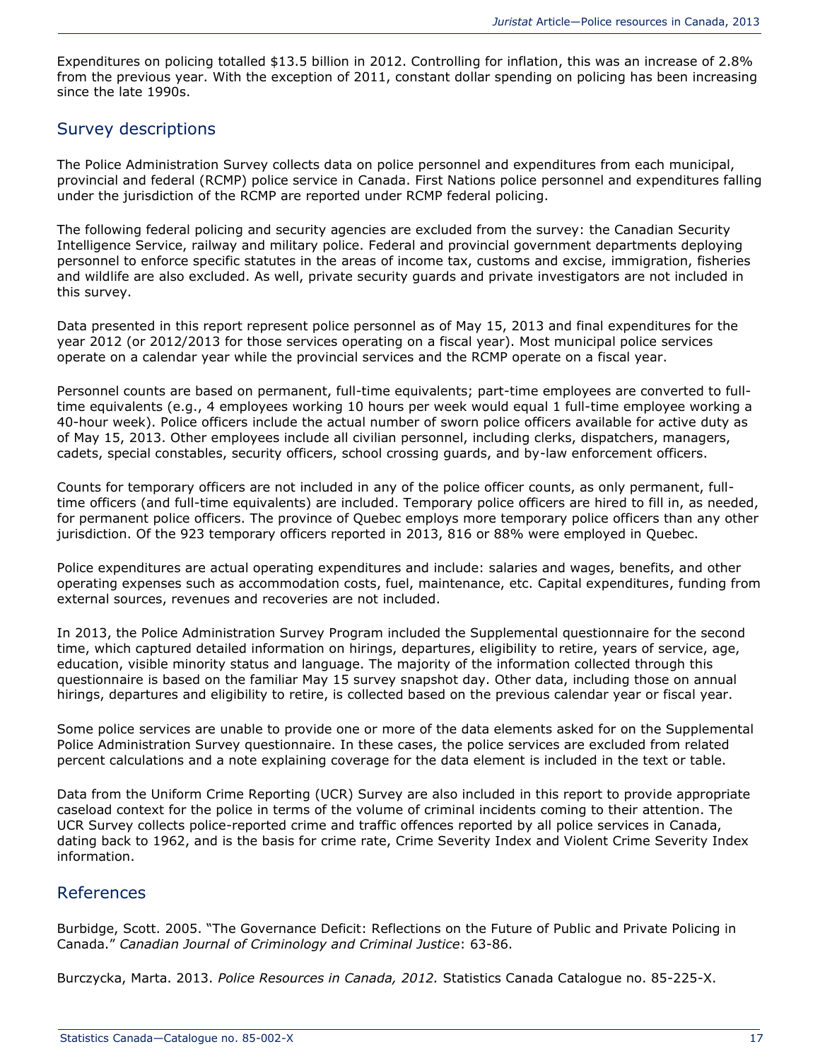Expenditures on policing totalled $13.5 billion in 2012. Controlling for inflation, this was an increase of 2.8% from the previous year. With the exception of 2011, constant dollar spending on policing has been increasing since the late 1990s.

## Survey descriptions

The Police Administration Survey collects data on police personnel and expenditures from each municipal, provincial and federal (RCMP) police service in Canada. First Nations police personnel and expenditures falling under the jurisdiction of the RCMP are reported under RCMP federal policing.

The following federal policing and security agencies are excluded from the survey: the Canadian Security Intelligence Service, railway and military police. Federal and provincial government departments deploying personnel to enforce specific statutes in the areas of income tax, customs and excise, immigration, fisheries and wildlife are also excluded. As well, private security guards and private investigators are not included in this survey.

Data presented in this report represent police personnel as of May 15, 2013 and final expenditures for the year 2012 (or 2012/2013 for those services operating on a fiscal year). Most municipal police services operate on a calendar year while the provincial services and the RCMP operate on a fiscal year.

Personnel counts are based on permanent, full-time equivalents; part-time employees are converted to full-time equivalents (e.g., 4 employees working 10 hours per week would equal 1 full-time employee working a 40-hour week). Police officers include the actual number of sworn police officers available for active duty as of May 15, 2013. Other employees include all civilian personnel, including clerks, dispatchers, managers, cadets, special constables, security officers, school crossing guards, and by-law enforcement officers.

Counts for temporary officers are not included in any of the police officer counts, as only permanent, full-time officers (and full-time equivalents) are included. Temporary police officers are hired to fill in, as needed, for permanent police officers. The province of Quebec employs more temporary police officers than any other jurisdiction. Of the 923 temporary officers reported in 2013, 816 or 88% were employed in Quebec.

Police expenditures are actual operating expenditures and include: salaries and wages, benefits, and other operating expenses such as accommodation costs, fuel, maintenance, etc. Capital expenditures, funding from external sources, revenues and recoveries are not included.

In 2013, the Police Administration Survey Program included the Supplemental questionnaire for the second time, which captured detailed information on hirings, departures, eligibility to retire, years of service, age, education, visible minority status and language. The majority of the information collected through this questionnaire is based on the familiar May 15 survey snapshot day. Other data, including those on annual hirings, departures and eligibility to retire, is collected based on the previous calendar year or fiscal year.

Some police services are unable to provide one or more of the data elements asked for on the Supplemental Police Administration Survey questionnaire. In these cases, the police services are excluded from related percent calculations and a note explaining coverage for the data element is included in the text or table.

Data from the Uniform Crime Reporting (UCR) Survey are also included in this report to provide appropriate caseload context for the police in terms of the volume of criminal incidents coming to their attention. The UCR Survey collects police-reported crime and traffic offences reported by all police services in Canada, dating back to 1962, and is the basis for crime rate, Crime Severity Index and Violent Crime Severity Index information.

## References

Burbidge, Scott. 2005. "The Governance Deficit: Reflections on the Future of Public and Private Policing in Canada." *Canadian Journal of Criminology and Criminal Justice*: 63-86.

Burczycka, Marta. 2013. *Police Resources in Canada, 2012.* Statistics Canada Catalogue no. 85-225-X.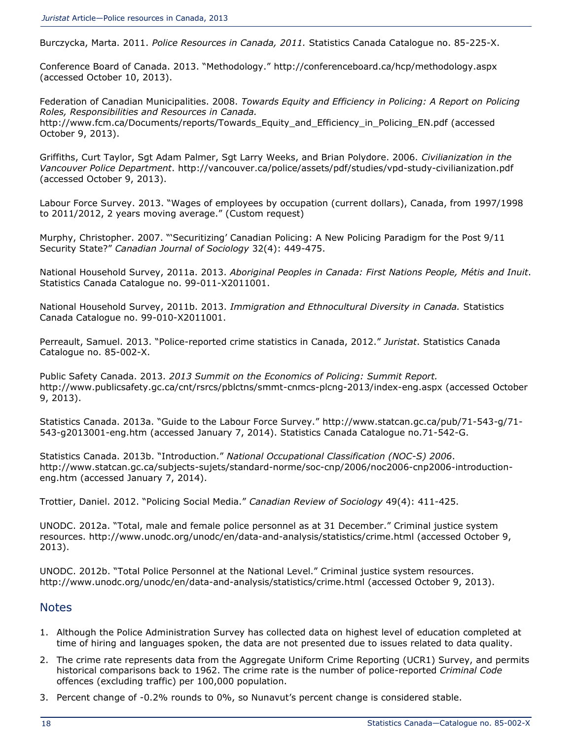Burczycka, Marta. 2011. *Police Resources in Canada, 2011.* Statistics Canada Catalogue no. 85-225-X.

Conference Board of Canada. 2013. "Methodology." http://conferenceboard.ca/hcp/methodology.aspx (accessed October 10, 2013).

Federation of Canadian Municipalities. 2008. *Towards Equity and Efficiency in Policing: A Report on Policing Roles, Responsibilities and Resources in Canada.* http://www.fcm.ca/Documents/reports/Towards_Equity_and_Efficiency_in_Policing_EN.pdf (accessed October 9, 2013).

Griffiths, Curt Taylor, Sgt Adam Palmer, Sgt Larry Weeks, and Brian Polydore. 2006. *Civilianization in the Vancouver Police Department*. http://vancouver.ca/police/assets/pdf/studies/vpd-study-civilianization.pdf (accessed October 9, 2013).

Labour Force Survey. 2013. "Wages of employees by occupation (current dollars), Canada, from 1997/1998 to 2011/2012, 2 years moving average." (Custom request)

Murphy, Christopher. 2007. "'Securitizing' Canadian Policing: A New Policing Paradigm for the Post 9/11 Security State?" *Canadian Journal of Sociology* 32(4): 449-475.

National Household Survey, 2011a. 2013. *Aboriginal Peoples in Canada: First Nations People, Métis and Inuit*. Statistics Canada Catalogue no. 99-011-X2011001.

National Household Survey, 2011b. 2013. *Immigration and Ethnocultural Diversity in Canada.* Statistics Canada Catalogue no. 99-010-X2011001.

Perreault, Samuel. 2013. "Police-reported crime statistics in Canada, 2012." *Juristat*. Statistics Canada Catalogue no. 85-002-X.

Public Safety Canada. 2013. *2013 Summit on the Economics of Policing: Summit Report.* http://www.publicsafety.gc.ca/cnt/rsrcs/pblctns/smmt-cnmcs-plcng-2013/index-eng.aspx (accessed October 9, 2013).

Statistics Canada. 2013a. "Guide to the Labour Force Survey." http://www.statcan.gc.ca/pub/71-543-g/71-543-g2013001-eng.htm (accessed January 7, 2014). Statistics Canada Catalogue no.71-542-G.

Statistics Canada. 2013b. "Introduction." *National Occupational Classification (NOC-S) 2006*. http://www.statcan.gc.ca/subjects-sujets/standard-norme/soc-cnp/2006/noc2006-cnp2006-introduction-eng.htm (accessed January 7, 2014).

Trottier, Daniel. 2012. "Policing Social Media." *Canadian Review of Sociology* 49(4): 411-425.

UNODC. 2012a. "Total, male and female police personnel as at 31 December." Criminal justice system resources. http://www.unodc.org/unodc/en/data-and-analysis/statistics/crime.html (accessed October 9, 2013).

UNODC. 2012b. "Total Police Personnel at the National Level." Criminal justice system resources. http://www.unodc.org/unodc/en/data-and-analysis/statistics/crime.html (accessed October 9, 2013).

## Notes

1. Although the Police Administration Survey has collected data on highest level of education completed at time of hiring and languages spoken, the data are not presented due to issues related to data quality.
2. The crime rate represents data from the Aggregate Uniform Crime Reporting (UCR1) Survey, and permits historical comparisons back to 1962. The crime rate is the number of police-reported *Criminal Code* offences (excluding traffic) per 100,000 population.
3. Percent change of -0.2% rounds to 0%, so Nunavut's percent change is considered stable.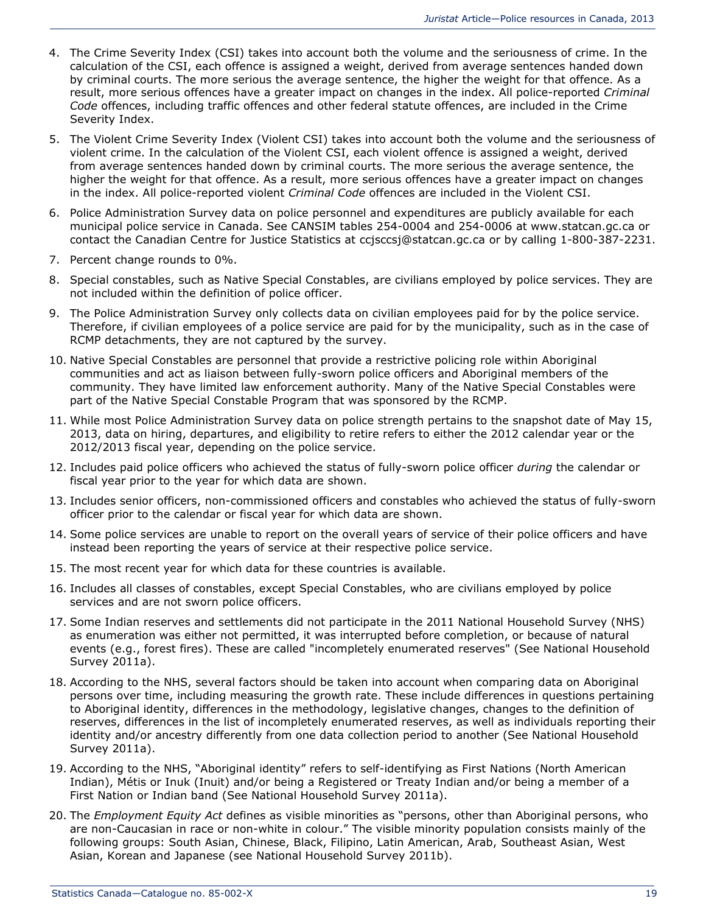4. The Crime Severity Index (CSI) takes into account both the volume and the seriousness of crime. In the calculation of the CSI, each offence is assigned a weight, derived from average sentences handed down by criminal courts. The more serious the average sentence, the higher the weight for that offence. As a result, more serious offences have a greater impact on changes in the index. All police-reported *Criminal Code* offences, including traffic offences and other federal statute offences, are included in the Crime Severity Index.

5. The Violent Crime Severity Index (Violent CSI) takes into account both the volume and the seriousness of violent crime. In the calculation of the Violent CSI, each violent offence is assigned a weight, derived from average sentences handed down by criminal courts. The more serious the average sentence, the higher the weight for that offence. As a result, more serious offences have a greater impact on changes in the index. All police-reported violent *Criminal Code* offences are included in the Violent CSI.

6. Police Administration Survey data on police personnel and expenditures are publicly available for each municipal police service in Canada. See CANSIM tables 254-0004 and 254-0006 at www.statcan.gc.ca or contact the Canadian Centre for Justice Statistics at ccjsccsj@statcan.gc.ca or by calling 1-800-387-2231.

7. Percent change rounds to 0%.

8. Special constables, such as Native Special Constables, are civilians employed by police services. They are not included within the definition of police officer.

9. The Police Administration Survey only collects data on civilian employees paid for by the police service. Therefore, if civilian employees of a police service are paid for by the municipality, such as in the case of RCMP detachments, they are not captured by the survey.

10. Native Special Constables are personnel that provide a restrictive policing role within Aboriginal communities and act as liaison between fully-sworn police officers and Aboriginal members of the community. They have limited law enforcement authority. Many of the Native Special Constables were part of the Native Special Constable Program that was sponsored by the RCMP.

11. While most Police Administration Survey data on police strength pertains to the snapshot date of May 15, 2013, data on hiring, departures, and eligibility to retire refers to either the 2012 calendar year or the 2012/2013 fiscal year, depending on the police service.

12. Includes paid police officers who achieved the status of fully-sworn police officer *during* the calendar or fiscal year prior to the year for which data are shown.

13. Includes senior officers, non-commissioned officers and constables who achieved the status of fully-sworn officer prior to the calendar or fiscal year for which data are shown.

14. Some police services are unable to report on the overall years of service of their police officers and have instead been reporting the years of service at their respective police service.

15. The most recent year for which data for these countries is available.

16. Includes all classes of constables, except Special Constables, who are civilians employed by police services and are not sworn police officers.

17. Some Indian reserves and settlements did not participate in the 2011 National Household Survey (NHS) as enumeration was either not permitted, it was interrupted before completion, or because of natural events (e.g., forest fires). These are called "incompletely enumerated reserves" (See National Household Survey 2011a).

18. According to the NHS, several factors should be taken into account when comparing data on Aboriginal persons over time, including measuring the growth rate. These include differences in questions pertaining to Aboriginal identity, differences in the methodology, legislative changes, changes to the definition of reserves, differences in the list of incompletely enumerated reserves, as well as individuals reporting their identity and/or ancestry differently from one data collection period to another (See National Household Survey 2011a).

19. According to the NHS, "Aboriginal identity" refers to self-identifying as First Nations (North American Indian), Métis or Inuk (Inuit) and/or being a Registered or Treaty Indian and/or being a member of a First Nation or Indian band (See National Household Survey 2011a).

20. The *Employment Equity Act* defines as visible minorities as "persons, other than Aboriginal persons, who are non-Caucasian in race or non-white in colour." The visible minority population consists mainly of the following groups: South Asian, Chinese, Black, Filipino, Latin American, Arab, Southeast Asian, West Asian, Korean and Japanese (see National Household Survey 2011b).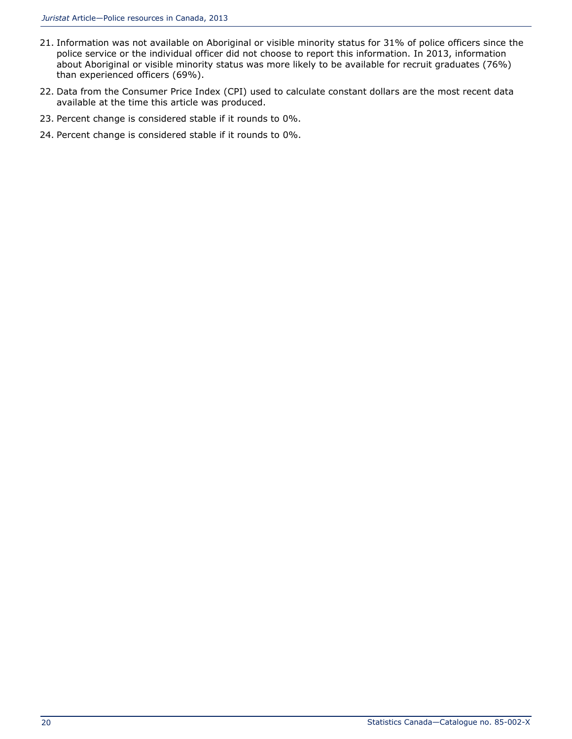21. Information was not available on Aboriginal or visible minority status for 31% of police officers since the police service or the individual officer did not choose to report this information. In 2013, information about Aboriginal or visible minority status was more likely to be available for recruit graduates (76%) than experienced officers (69%).
22. Data from the Consumer Price Index (CPI) used to calculate constant dollars are the most recent data available at the time this article was produced.
23. Percent change is considered stable if it rounds to 0%.
24. Percent change is considered stable if it rounds to 0%.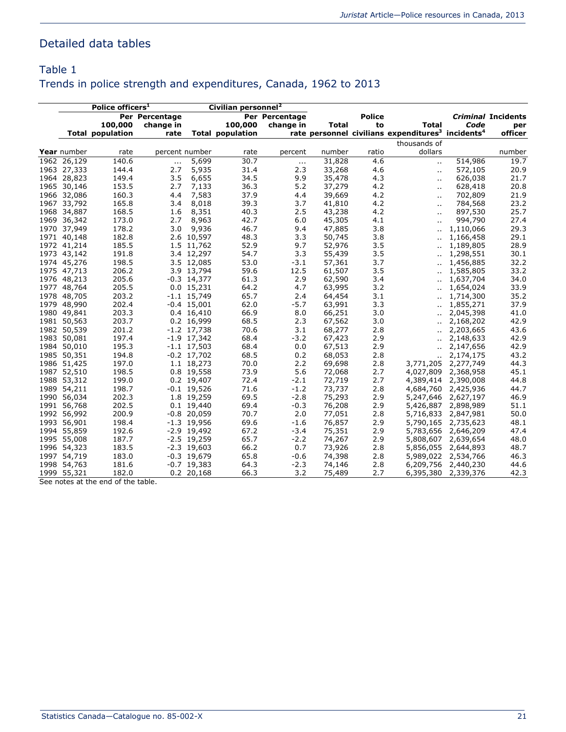## Detailed data tables

### Table 1
### Trends in police strength and expenditures, Canada, 1962 to 2013

| | Police officers[1] | | | Civilian personnel[2] | | | | | | | |
|---|---|---|---|---|---|---|---|---|---|---|---|
| | Total | Per 100,000 population | Percentage change in rate | Total | Per 100,000 population | Percentage change in rate | Total personnel | Police to civilians | Total expenditures[3] | *Criminal Code* incidents[4] | Incidents per officer |
| Year | number | rate | percent | number | rate | percent | number | ratio | thousands of dollars | | number |
| 1962 | 26,129 | 140.6 | ... | 5,699 | 30.7 | ... | 31,828 | 4.6 | .. | 514,986 | 19.7 |
| 1963 | 27,333 | 144.4 | 2.7 | 5,935 | 31.4 | 2.3 | 33,268 | 4.6 | .. | 572,105 | 20.9 |
| 1964 | 28,823 | 149.4 | 3.5 | 6,655 | 34.5 | 9.9 | 35,478 | 4.3 | .. | 626,038 | 21.7 |
| 1965 | 30,146 | 153.5 | 2.7 | 7,133 | 36.3 | 5.2 | 37,279 | 4.2 | .. | 628,418 | 20.8 |
| 1966 | 32,086 | 160.3 | 4.4 | 7,583 | 37.9 | 4.4 | 39,669 | 4.2 | .. | 702,809 | 21.9 |
| 1967 | 33,792 | 165.8 | 3.4 | 8,018 | 39.3 | 3.7 | 41,810 | 4.2 | .. | 784,568 | 23.2 |
| 1968 | 34,887 | 168.5 | 1.6 | 8,351 | 40.3 | 2.5 | 43,238 | 4.2 | .. | 897,530 | 25.7 |
| 1969 | 36,342 | 173.0 | 2.7 | 8,963 | 42.7 | 6.0 | 45,305 | 4.1 | .. | 994,790 | 27.4 |
| 1970 | 37,949 | 178.2 | 3.0 | 9,936 | 46.7 | 9.4 | 47,885 | 3.8 | .. | 1,110,066 | 29.3 |
| 1971 | 40,148 | 182.8 | 2.6 | 10,597 | 48.3 | 3.3 | 50,745 | 3.8 | .. | 1,166,458 | 29.1 |
| 1972 | 41,214 | 185.5 | 1.5 | 11,762 | 52.9 | 9.7 | 52,976 | 3.5 | .. | 1,189,805 | 28.9 |
| 1973 | 43,142 | 191.8 | 3.4 | 12,297 | 54.7 | 3.3 | 55,439 | 3.5 | .. | 1,298,551 | 30.1 |
| 1974 | 45,276 | 198.5 | 3.5 | 12,085 | 53.0 | -3.1 | 57,361 | 3.7 | .. | 1,456,885 | 32.2 |
| 1975 | 47,713 | 206.2 | 3.9 | 13,794 | 59.6 | 12.5 | 61,507 | 3.5 | .. | 1,585,805 | 33.2 |
| 1976 | 48,213 | 205.6 | -0.3 | 14,377 | 61.3 | 2.9 | 62,590 | 3.4 | .. | 1,637,704 | 34.0 |
| 1977 | 48,764 | 205.5 | 0.0 | 15,231 | 64.2 | 4.7 | 63,995 | 3.2 | .. | 1,654,024 | 33.9 |
| 1978 | 48,705 | 203.2 | -1.1 | 15,749 | 65.7 | 2.4 | 64,454 | 3.1 | .. | 1,714,300 | 35.2 |
| 1979 | 48,990 | 202.4 | -0.4 | 15,001 | 62.0 | -5.7 | 63,991 | 3.3 | .. | 1,855,271 | 37.9 |
| 1980 | 49,841 | 203.3 | 0.4 | 16,410 | 66.9 | 8.0 | 66,251 | 3.0 | .. | 2,045,398 | 41.0 |
| 1981 | 50,563 | 203.7 | 0.2 | 16,999 | 68.5 | 2.3 | 67,562 | 3.0 | .. | 2,168,202 | 42.9 |
| 1982 | 50,539 | 201.2 | -1.2 | 17,738 | 70.6 | 3.1 | 68,277 | 2.8 | .. | 2,203,665 | 43.6 |
| 1983 | 50,081 | 197.4 | -1.9 | 17,342 | 68.4 | -3.2 | 67,423 | 2.9 | .. | 2,148,633 | 42.9 |
| 1984 | 50,010 | 195.3 | -1.1 | 17,503 | 68.4 | 0.0 | 67,513 | 2.9 | .. | 2,147,656 | 42.9 |
| 1985 | 50,351 | 194.8 | -0.2 | 17,702 | 68.5 | 0.2 | 68,053 | 2.8 | .. | 2,174,175 | 43.2 |
| 1986 | 51,425 | 197.0 | 1.1 | 18,273 | 70.0 | 2.2 | 69,698 | 2.8 | 3,771,205 | 2,277,749 | 44.3 |
| 1987 | 52,510 | 198.5 | 0.8 | 19,558 | 73.9 | 5.6 | 72,068 | 2.7 | 4,027,809 | 2,368,958 | 45.1 |
| 1988 | 53,312 | 199.0 | 0.2 | 19,407 | 72.4 | -2.1 | 72,719 | 2.7 | 4,389,414 | 2,390,008 | 44.8 |
| 1989 | 54,211 | 198.7 | -0.1 | 19,526 | 71.6 | -1.2 | 73,737 | 2.8 | 4,684,760 | 2,425,936 | 44.7 |
| 1990 | 56,034 | 202.3 | 1.8 | 19,259 | 69.5 | -2.8 | 75,293 | 2.9 | 5,247,646 | 2,627,197 | 46.9 |
| 1991 | 56,768 | 202.5 | 0.1 | 19,440 | 69.4 | -0.3 | 76,208 | 2.9 | 5,426,887 | 2,898,989 | 51.1 |
| 1992 | 56,992 | 200.9 | -0.8 | 20,059 | 70.7 | 2.0 | 77,051 | 2.8 | 5,716,833 | 2,847,981 | 50.0 |
| 1993 | 56,901 | 198.4 | -1.3 | 19,956 | 69.6 | -1.6 | 76,857 | 2.9 | 5,790,165 | 2,735,623 | 48.1 |
| 1994 | 55,859 | 192.6 | -2.9 | 19,492 | 67.2 | -3.4 | 75,351 | 2.9 | 5,783,656 | 2,646,209 | 47.4 |
| 1995 | 55,008 | 187.7 | -2.5 | 19,259 | 65.7 | -2.2 | 74,267 | 2.9 | 5,808,607 | 2,639,654 | 48.0 |
| 1996 | 54,323 | 183.5 | -2.3 | 19,603 | 66.2 | 0.7 | 73,926 | 2.8 | 5,856,055 | 2,644,893 | 48.7 |
| 1997 | 54,719 | 183.0 | -0.3 | 19,679 | 65.8 | -0.6 | 74,398 | 2.8 | 5,989,022 | 2,534,766 | 46.3 |
| 1998 | 54,763 | 181.6 | -0.7 | 19,383 | 64.3 | -2.3 | 74,146 | 2.8 | 6,209,756 | 2,440,230 | 44.6 |
| 1999 | 55,321 | 182.0 | 0.2 | 20,168 | 66.3 | 3.2 | 75,489 | 2.7 | 6,395,380 | 2,339,376 | 42.3 |

See notes at the end of the table.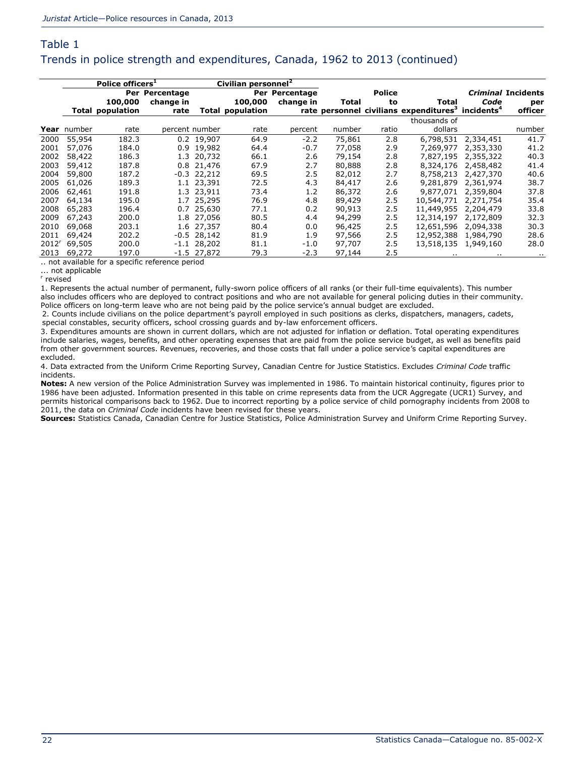## Table 1
## Trends in police strength and expenditures, Canada, 1962 to 2013 (continued)

| | Police officers[1] | | | Civilian personnel[2] | | | | | | | |
|---|---|---|---|---|---|---|---|---|---|---|---|
| | Total | Per 100,000 population | Percentage change in rate | Total | Per 100,000 population | Percentage change in rate | Total personnel | Police to civilians | Total expenditures[3] | *Criminal Code* incidents[4] | Incidents per officer |
| Year | number | rate | percent | number | rate | percent | number | ratio | thousands of dollars | | number |
| 2000 | 55,954 | 182.3 | 0.2 | 19,907 | 64.9 | -2.2 | 75,861 | 2.8 | 6,798,531 | 2,334,451 | 41.7 |
| 2001 | 57,076 | 184.0 | 0.9 | 19,982 | 64.4 | -0.7 | 77,058 | 2.9 | 7,269,977 | 2,353,330 | 41.2 |
| 2002 | 58,422 | 186.3 | 1.3 | 20,732 | 66.1 | 2.6 | 79,154 | 2.8 | 7,827,195 | 2,355,322 | 40.3 |
| 2003 | 59,412 | 187.8 | 0.8 | 21,476 | 67.9 | 2.7 | 80,888 | 2.8 | 8,324,176 | 2,458,482 | 41.4 |
| 2004 | 59,800 | 187.2 | -0.3 | 22,212 | 69.5 | 2.5 | 82,012 | 2.7 | 8,758,213 | 2,427,370 | 40.6 |
| 2005 | 61,026 | 189.3 | 1.1 | 23,391 | 72.5 | 4.3 | 84,417 | 2.6 | 9,281,879 | 2,361,974 | 38.7 |
| 2006 | 62,461 | 191.8 | 1.3 | 23,911 | 73.4 | 1.2 | 86,372 | 2.6 | 9,877,071 | 2,359,804 | 37.8 |
| 2007 | 64,134 | 195.0 | 1.7 | 25,295 | 76.9 | 4.8 | 89,429 | 2.5 | 10,544,771 | 2,271,754 | 35.4 |
| 2008 | 65,283 | 196.4 | 0.7 | 25,630 | 77.1 | 0.2 | 90,913 | 2.5 | 11,449,955 | 2,204,479 | 33.8 |
| 2009 | 67,243 | 200.0 | 1.8 | 27,056 | 80.5 | 4.4 | 94,299 | 2.5 | 12,314,197 | 2,172,809 | 32.3 |
| 2010 | 69,068 | 203.1 | 1.6 | 27,357 | 80.4 | 0.0 | 96,425 | 2.5 | 12,651,596 | 2,094,338 | 30.3 |
| 2011 | 69,424 | 202.2 | -0.5 | 28,142 | 81.9 | 1.9 | 97,566 | 2.5 | 12,952,388 | 1,984,790 | 28.6 |
| 2012[r] | 69,505 | 200.0 | -1.1 | 28,202 | 81.1 | -1.0 | 97,707 | 2.5 | 13,518,135 | 1,949,160 | 28.0 |
| 2013 | 69,272 | 197.0 | -1.5 | 27,872 | 79.3 | -2.3 | 97,144 | 2.5 | .. | .. | .. |

.. not available for a specific reference period

... not applicable

r revised

1. Represents the actual number of permanent, fully-sworn police officers of all ranks (or their full-time equivalents). This number also includes officers who are deployed to contract positions and who are not available for general policing duties in their community. Police officers on long-term leave who are not being paid by the police service's annual budget are excluded.
2. Counts include civilians on the police department's payroll employed in such positions as clerks, dispatchers, managers, cadets, special constables, security officers, school crossing guards and by-law enforcement officers.
3. Expenditures amounts are shown in current dollars, which are not adjusted for inflation or deflation. Total operating expenditures include salaries, wages, benefits, and other operating expenses that are paid from the police service budget, as well as benefits paid from other government sources. Revenues, recoveries, and those costs that fall under a police service's capital expenditures are excluded.
4. Data extracted from the Uniform Crime Reporting Survey, Canadian Centre for Justice Statistics. Excludes *Criminal Code* traffic incidents.

**Notes:** A new version of the Police Administration Survey was implemented in 1986. To maintain historical continuity, figures prior to 1986 have been adjusted. Information presented in this table on crime represents data from the UCR Aggregate (UCR1) Survey, and permits historical comparisons back to 1962. Due to incorrect reporting by a police service of child pornography incidents from 2008 to 2011, the data on *Criminal Code* incidents have been revised for these years.

**Sources:** Statistics Canada, Canadian Centre for Justice Statistics, Police Administration Survey and Uniform Crime Reporting Survey.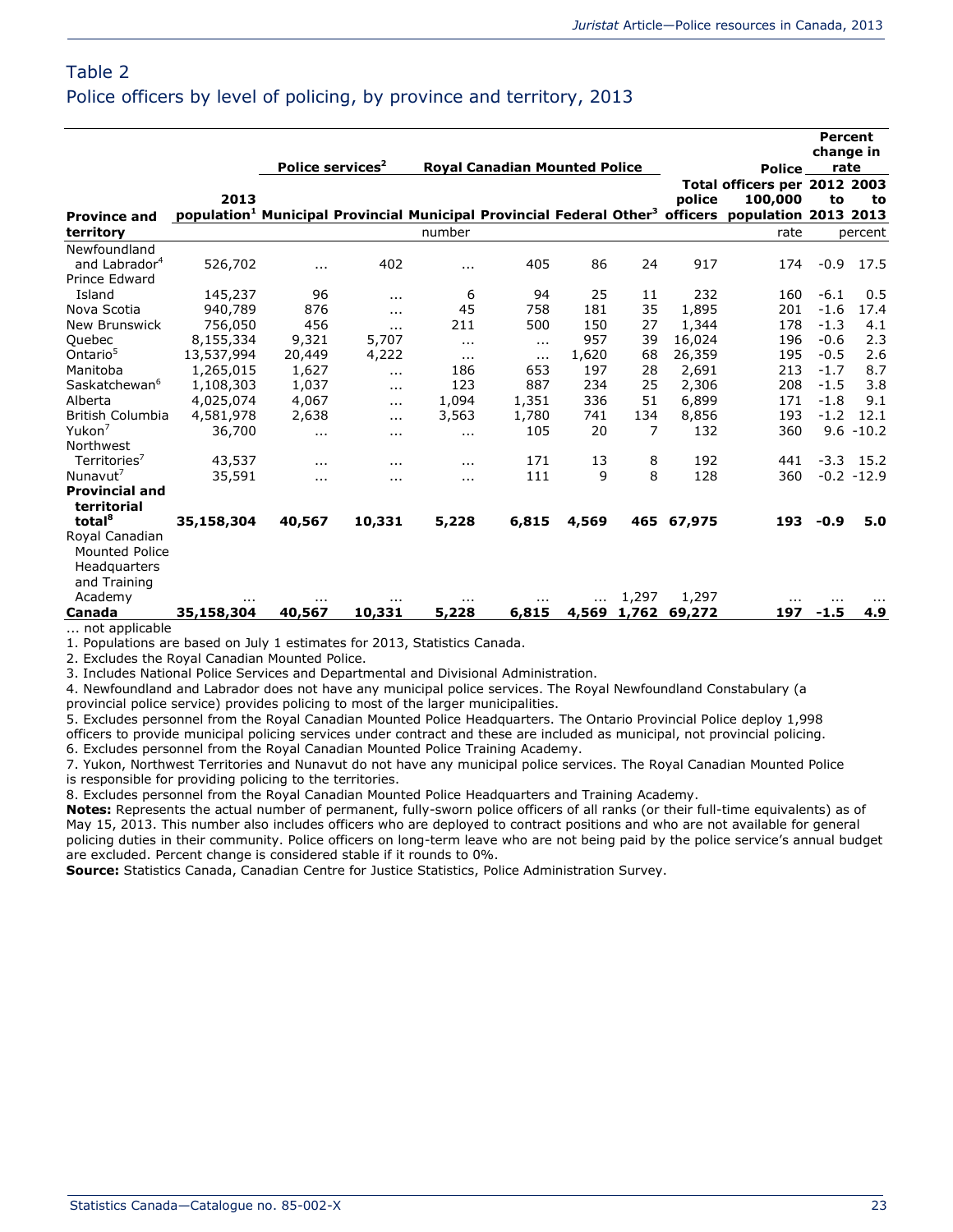## Table 2
### Police officers by level of policing, by province and territory, 2013

| Province and territory | 2013 population[1] | Police services[2] | | Royal Canadian Mounted Police | | | | Total police officers | Police officers per 100,000 population | Percent change in rate | |
|---|---|---|---|---|---|---|---|---|---|---|---|
| | | Municipal | Provincial | Municipal | Provincial | Federal | Other[3] | | | 2012 to 2013 | 2003 to 2013 |
| | | number | | | | | | | rate | percent | |
| Newfoundland and Labrador[4] | 526,702 | ... | 402 | ... | 405 | 86 | 24 | 917 | 174 | -0.9 | 17.5 |
| Prince Edward Island | 145,237 | 96 | ... | 6 | 94 | 25 | 11 | 232 | 160 | -6.1 | 0.5 |
| Nova Scotia | 940,789 | 876 | ... | 45 | 758 | 181 | 35 | 1,895 | 201 | -1.6 | 17.4 |
| New Brunswick | 756,050 | 456 | ... | 211 | 500 | 150 | 27 | 1,344 | 178 | -1.3 | 4.1 |
| Quebec | 8,155,334 | 9,321 | 5,707 | ... | ... | 957 | 39 | 16,024 | 196 | -0.6 | 2.3 |
| Ontario[5] | 13,537,994 | 20,449 | 4,222 | ... | ... | 1,620 | 68 | 26,359 | 195 | -0.5 | 2.6 |
| Manitoba | 1,265,015 | 1,627 | ... | 186 | 653 | 197 | 28 | 2,691 | 213 | -1.7 | 8.7 |
| Saskatchewan[6] | 1,108,303 | 1,037 | ... | 123 | 887 | 234 | 25 | 2,306 | 208 | -1.5 | 3.8 |
| Alberta | 4,025,074 | 4,067 | ... | 1,094 | 1,351 | 336 | 51 | 6,899 | 171 | -1.8 | 9.1 |
| British Columbia | 4,581,978 | 2,638 | ... | 3,563 | 1,780 | 741 | 134 | 8,856 | 193 | -1.2 | 12.1 |
| Yukon[7] | 36,700 | ... | ... | ... | 105 | 20 | 7 | 132 | 360 | 9.6 | -10.2 |
| Northwest Territories[7] | 43,537 | ... | ... | ... | 171 | 13 | 8 | 192 | 441 | -3.3 | 15.2 |
| Nunavut[7] | 35,591 | ... | ... | ... | 111 | 9 | 8 | 128 | 360 | -0.2 | -12.9 |
| **Provincial and territorial total[8]** | **35,158,304** | **40,567** | **10,331** | **5,228** | **6,815** | **4,569** | **465** | **67,975** | **193** | **-0.9** | **5.0** |
| Royal Canadian Mounted Police Headquarters and Training Academy | ... | ... | ... | ... | ... | ... | 1,297 | 1,297 | ... | ... | ... |
| **Canada** | **35,158,304** | **40,567** | **10,331** | **5,228** | **6,815** | **4,569** | **1,762** | **69,272** | **197** | **-1.5** | **4.9** |

... not applicable

1. Populations are based on July 1 estimates for 2013, Statistics Canada.
2. Excludes the Royal Canadian Mounted Police.
3. Includes National Police Services and Departmental and Divisional Administration.
4. Newfoundland and Labrador does not have any municipal police services. The Royal Newfoundland Constabulary (a provincial police service) provides policing to most of the larger municipalities.
5. Excludes personnel from the Royal Canadian Mounted Police Headquarters. The Ontario Provincial Police deploy 1,998 officers to provide municipal policing services under contract and these are included as municipal, not provincial policing.
6. Excludes personnel from the Royal Canadian Mounted Police Training Academy.
7. Yukon, Northwest Territories and Nunavut do not have any municipal police services. The Royal Canadian Mounted Police is responsible for providing policing to the territories.
8. Excludes personnel from the Royal Canadian Mounted Police Headquarters and Training Academy.

**Notes:** Represents the actual number of permanent, fully-sworn police officers of all ranks (or their full-time equivalents) as of May 15, 2013. This number also includes officers who are deployed to contract positions and who are not available for general policing duties in their community. Police officers on long-term leave who are not being paid by the police service's annual budget are excluded. Percent change is considered stable if it rounds to 0%.

**Source:** Statistics Canada, Canadian Centre for Justice Statistics, Police Administration Survey.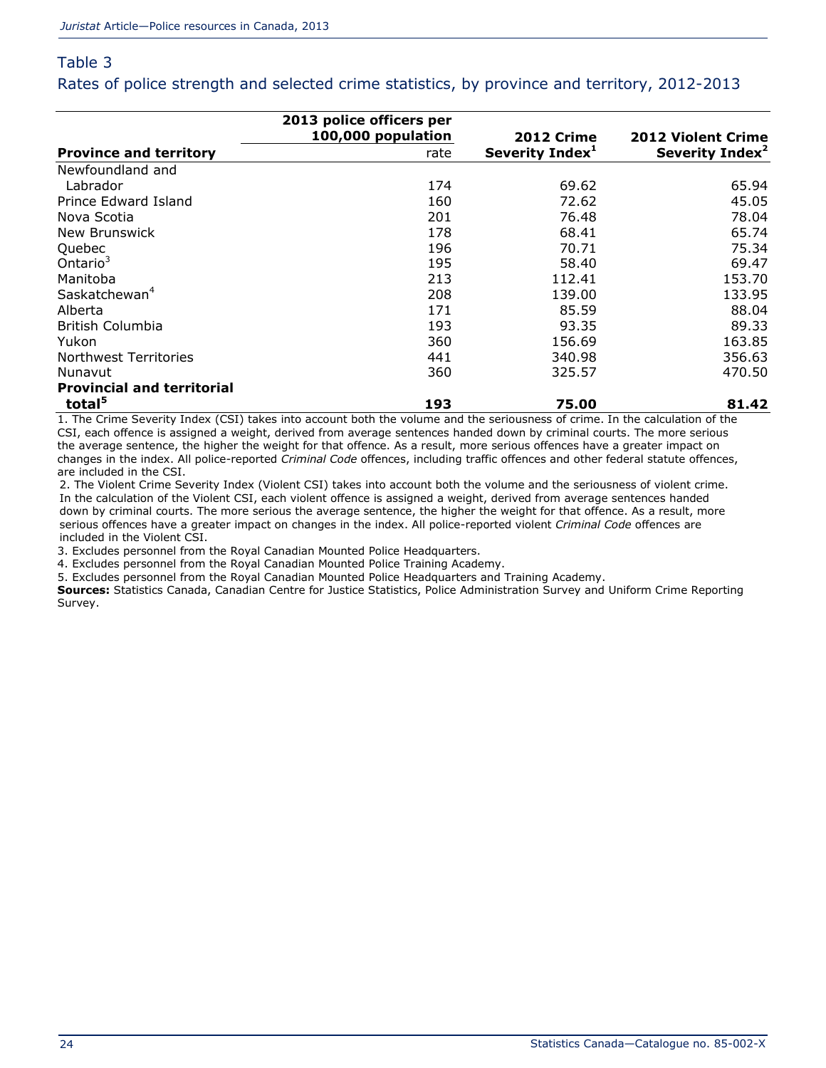## Table 3

Rates of police strength and selected crime statistics, by province and territory, 2012-2013

| Province and territory | 2013 police officers per 100,000 population | 2012 Crime Severity Index[1] | 2012 Violent Crime Severity Index[2] |
|---|---|---|---|
| | rate | | |
| Newfoundland and Labrador | 174 | 69.62 | 65.94 |
| Prince Edward Island | 160 | 72.62 | 45.05 |
| Nova Scotia | 201 | 76.48 | 78.04 |
| New Brunswick | 178 | 68.41 | 65.74 |
| Quebec | 196 | 70.71 | 75.34 |
| Ontario[3] | 195 | 58.40 | 69.47 |
| Manitoba | 213 | 112.41 | 153.70 |
| Saskatchewan[4] | 208 | 139.00 | 133.95 |
| Alberta | 171 | 85.59 | 88.04 |
| British Columbia | 193 | 93.35 | 89.33 |
| Yukon | 360 | 156.69 | 163.85 |
| Northwest Territories | 441 | 340.98 | 356.63 |
| Nunavut | 360 | 325.57 | 470.50 |
| **Provincial and territorial total[5]** | **193** | **75.00** | **81.42** |

1. The Crime Severity Index (CSI) takes into account both the volume and the seriousness of crime. In the calculation of the CSI, each offence is assigned a weight, derived from average sentences handed down by criminal courts. The more serious the average sentence, the higher the weight for that offence. As a result, more serious offences have a greater impact on changes in the index. All police-reported *Criminal Code* offences, including traffic offences and other federal statute offences, are included in the CSI.

2. The Violent Crime Severity Index (Violent CSI) takes into account both the volume and the seriousness of violent crime. In the calculation of the Violent CSI, each violent offence is assigned a weight, derived from average sentences handed down by criminal courts. The more serious the average sentence, the higher the weight for that offence. As a result, more serious offences have a greater impact on changes in the index. All police-reported violent *Criminal Code* offences are included in the Violent CSI.

3. Excludes personnel from the Royal Canadian Mounted Police Headquarters.

4. Excludes personnel from the Royal Canadian Mounted Police Training Academy.

5. Excludes personnel from the Royal Canadian Mounted Police Headquarters and Training Academy.

**Sources:** Statistics Canada, Canadian Centre for Justice Statistics, Police Administration Survey and Uniform Crime Reporting Survey.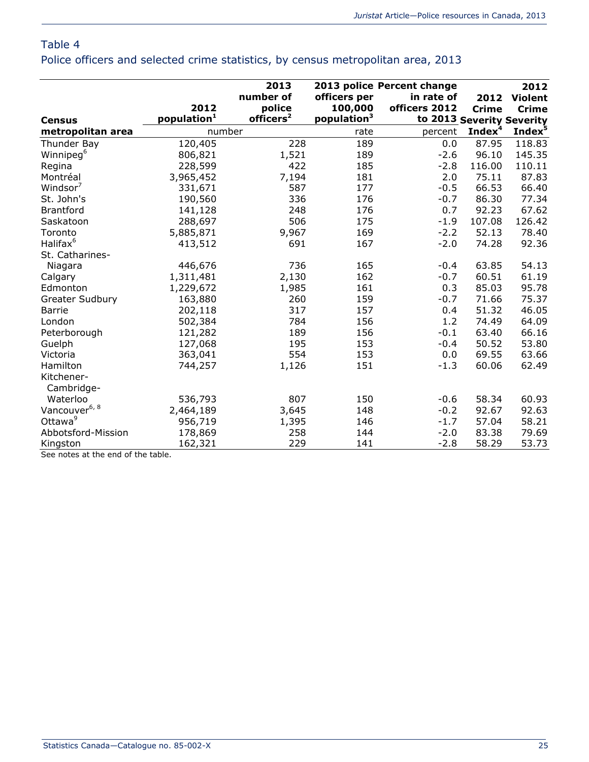## Table 4

Police officers and selected crime statistics, by census metropolitan area, 2013

| Census metropolitan area | 2012 population[1] | 2013 number of police officers[2] | 2013 police officers per 100,000 population[3] | Percent change in rate of officers 2012 to 2013 | 2012 Crime Severity Index[4] | 2012 Violent Crime Severity Index[5] |
|---|---|---|---|---|---|---|
| | number | | rate | percent | | |
| Thunder Bay | 120,405 | 228 | 189 | 0.0 | 87.95 | 118.83 |
| Winnipeg[6] | 806,821 | 1,521 | 189 | -2.6 | 96.10 | 145.35 |
| Regina | 228,599 | 422 | 185 | -2.8 | 116.00 | 110.11 |
| Montréal | 3,965,452 | 7,194 | 181 | 2.0 | 75.11 | 87.83 |
| Windsor[7] | 331,671 | 587 | 177 | -0.5 | 66.53 | 66.40 |
| St. John's | 190,560 | 336 | 176 | -0.7 | 86.30 | 77.34 |
| Brantford | 141,128 | 248 | 176 | 0.7 | 92.23 | 67.62 |
| Saskatoon | 288,697 | 506 | 175 | -1.9 | 107.08 | 126.42 |
| Toronto | 5,885,871 | 9,967 | 169 | -2.2 | 52.13 | 78.40 |
| Halifax[6] | 413,512 | 691 | 167 | -2.0 | 74.28 | 92.36 |
| St. Catharines-Niagara | 446,676 | 736 | 165 | -0.4 | 63.85 | 54.13 |
| Calgary | 1,311,481 | 2,130 | 162 | -0.7 | 60.51 | 61.19 |
| Edmonton | 1,229,672 | 1,985 | 161 | 0.3 | 85.03 | 95.78 |
| Greater Sudbury | 163,880 | 260 | 159 | -0.7 | 71.66 | 75.37 |
| Barrie | 202,118 | 317 | 157 | 0.4 | 51.32 | 46.05 |
| London | 502,384 | 784 | 156 | 1.2 | 74.49 | 64.09 |
| Peterborough | 121,282 | 189 | 156 | -0.1 | 63.40 | 66.16 |
| Guelph | 127,068 | 195 | 153 | -0.4 | 50.52 | 53.80 |
| Victoria | 363,041 | 554 | 153 | 0.0 | 69.55 | 63.66 |
| Hamilton | 744,257 | 1,126 | 151 | -1.3 | 60.06 | 62.49 |
| Kitchener-Cambridge-Waterloo | 536,793 | 807 | 150 | -0.6 | 58.34 | 60.93 |
| Vancouver[6, 8] | 2,464,189 | 3,645 | 148 | -0.2 | 92.67 | 92.63 |
| Ottawa[9] | 956,719 | 1,395 | 146 | -1.7 | 57.04 | 58.21 |
| Abbotsford-Mission | 178,869 | 258 | 144 | -2.0 | 83.38 | 79.69 |
| Kingston | 162,321 | 229 | 141 | -2.8 | 58.29 | 53.73 |

See notes at the end of the table.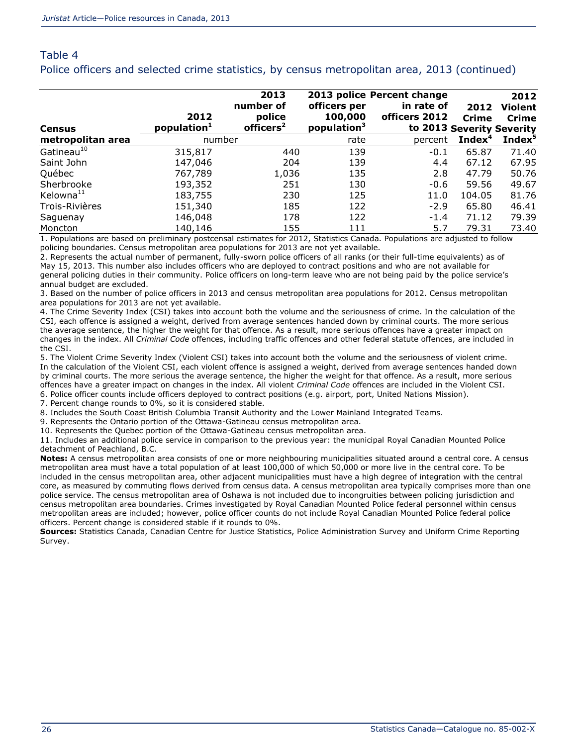## Table 4

### Police officers and selected crime statistics, by census metropolitan area, 2013 (continued)

| Census metropolitan area | 2012 population[1] | 2013 number of police officers[2] | 2013 police officers per 100,000 population[3] | Percent change in rate of officers 2012 to 2013 | 2012 Crime Severity Index[4] | 2012 Violent Crime Severity Index[5] |
|---|---|---|---|---|---|---|
| | number | | rate | percent | | |
| Gatineau[10] | 315,817 | 440 | 139 | -0.1 | 65.87 | 71.40 |
| Saint John | 147,046 | 204 | 139 | 4.4 | 67.12 | 67.95 |
| Québec | 767,789 | 1,036 | 135 | 2.8 | 47.79 | 50.76 |
| Sherbrooke | 193,352 | 251 | 130 | -0.6 | 59.56 | 49.67 |
| Kelowna[11] | 183,755 | 230 | 125 | 11.0 | 104.05 | 81.76 |
| Trois-Rivières | 151,340 | 185 | 122 | -2.9 | 65.80 | 46.41 |
| Saguenay | 146,048 | 178 | 122 | -1.4 | 71.12 | 79.39 |
| Moncton | 140,146 | 155 | 111 | 5.7 | 79.31 | 73.40 |

1. Populations are based on preliminary postcensal estimates for 2012, Statistics Canada. Populations are adjusted to follow policing boundaries. Census metropolitan area populations for 2013 are not yet available.
2. Represents the actual number of permanent, fully-sworn police officers of all ranks (or their full-time equivalents) as of May 15, 2013. This number also includes officers who are deployed to contract positions and who are not available for general policing duties in their community. Police officers on long-term leave who are not being paid by the police service's annual budget are excluded.
3. Based on the number of police officers in 2013 and census metropolitan area populations for 2012. Census metropolitan area populations for 2013 are not yet available.
4. The Crime Severity Index (CSI) takes into account both the volume and the seriousness of crime. In the calculation of the CSI, each offence is assigned a weight, derived from average sentences handed down by criminal courts. The more serious the average sentence, the higher the weight for that offence. As a result, more serious offences have a greater impact on changes in the index. All *Criminal Code* offences, including traffic offences and other federal statute offences, are included in the CSI.
5. The Violent Crime Severity Index (Violent CSI) takes into account both the volume and the seriousness of violent crime. In the calculation of the Violent CSI, each violent offence is assigned a weight, derived from average sentences handed down by criminal courts. The more serious the average sentence, the higher the weight for that offence. As a result, more serious offences have a greater impact on changes in the index. All violent *Criminal Code* offences are included in the Violent CSI.
6. Police officer counts include officers deployed to contract positions (e.g. airport, port, United Nations Mission).
7. Percent change rounds to 0%, so it is considered stable.
8. Includes the South Coast British Columbia Transit Authority and the Lower Mainland Integrated Teams.
9. Represents the Ontario portion of the Ottawa-Gatineau census metropolitan area.
10. Represents the Quebec portion of the Ottawa-Gatineau census metropolitan area.
11. Includes an additional police service in comparison to the previous year: the municipal Royal Canadian Mounted Police detachment of Peachland, B.C.

**Notes:** A census metropolitan area consists of one or more neighbouring municipalities situated around a central core. A census metropolitan area must have a total population of at least 100,000 of which 50,000 or more live in the central core. To be included in the census metropolitan area, other adjacent municipalities must have a high degree of integration with the central core, as measured by commuting flows derived from census data. A census metropolitan area typically comprises more than one police service. The census metropolitan area of Oshawa is not included due to incongruities between policing jurisdiction and census metropolitan area boundaries. Crimes investigated by Royal Canadian Mounted Police federal personnel within census metropolitan areas are included; however, police officer counts do not include Royal Canadian Mounted Police federal police officers. Percent change is considered stable if it rounds to 0%.

**Sources:** Statistics Canada, Canadian Centre for Justice Statistics, Police Administration Survey and Uniform Crime Reporting Survey.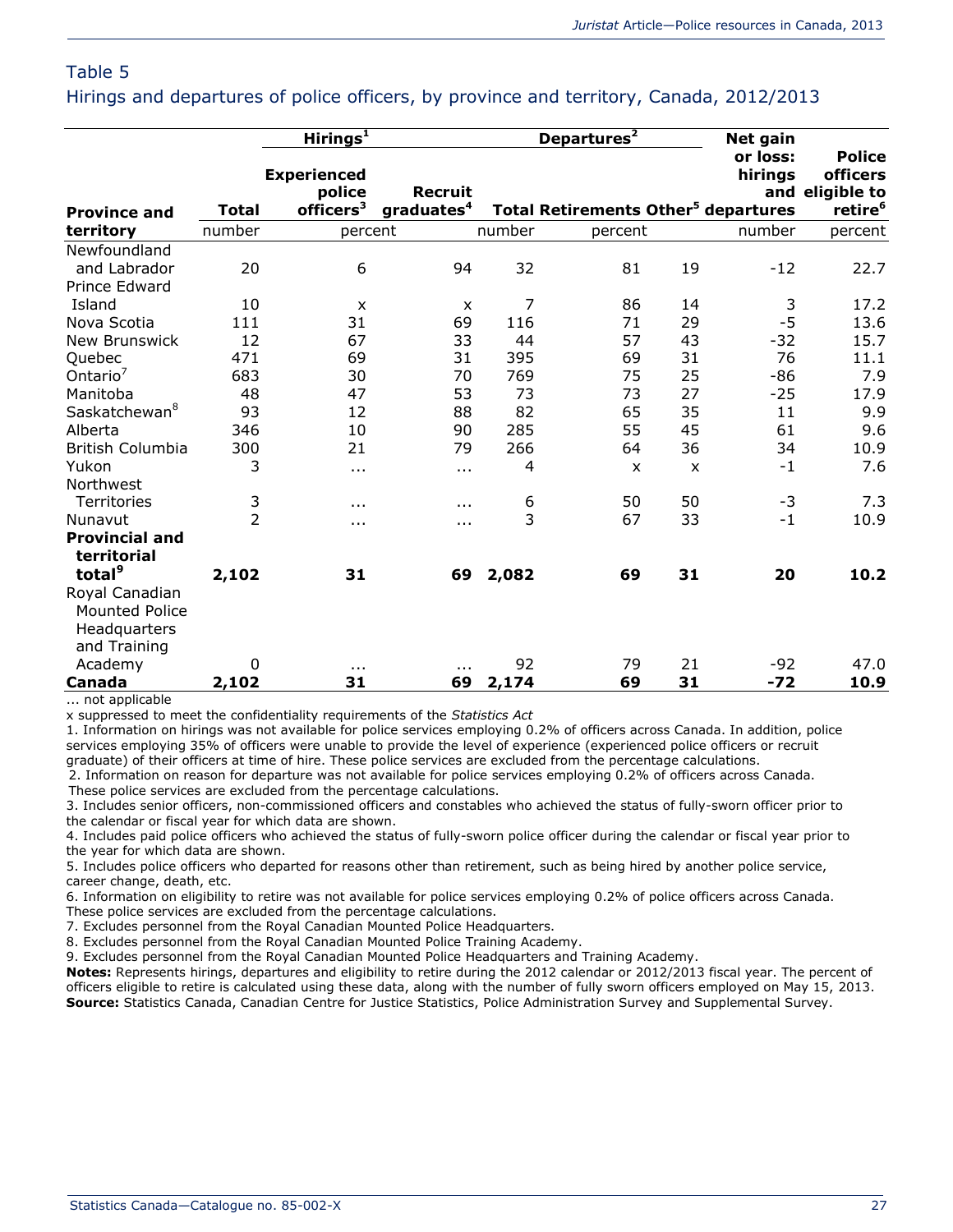## Table 5

### Hirings and departures of police officers, by province and territory, Canada, 2012/2013

| Province and territory | Hirings[1] | | | Departures[2] | | | Net gain or loss: hirings and departures | Police officers eligible to retire[6] |
|---|---|---|---|---|---|---|---|---|
| | Total | Experienced police officers[3] | Recruit graduates[4] | Total | Retirements | Other[5] | | |
| | number | percent | | number | percent | | number | percent |
| Newfoundland and Labrador | 20 | 6 | 94 | 32 | 81 | 19 | -12 | 22.7 |
| Prince Edward Island | 10 | x | x | 7 | 86 | 14 | 3 | 17.2 |
| Nova Scotia | 111 | 31 | 69 | 116 | 71 | 29 | -5 | 13.6 |
| New Brunswick | 12 | 67 | 33 | 44 | 57 | 43 | -32 | 15.7 |
| Quebec | 471 | 69 | 31 | 395 | 69 | 31 | 76 | 11.1 |
| Ontario[7] | 683 | 30 | 70 | 769 | 75 | 25 | -86 | 7.9 |
| Manitoba | 48 | 47 | 53 | 73 | 73 | 27 | -25 | 17.9 |
| Saskatchewan[8] | 93 | 12 | 88 | 82 | 65 | 35 | 11 | 9.9 |
| Alberta | 346 | 10 | 90 | 285 | 55 | 45 | 61 | 9.6 |
| British Columbia | 300 | 21 | 79 | 266 | 64 | 36 | 34 | 10.9 |
| Yukon | 3 | ... | ... | 4 | x | x | -1 | 7.6 |
| Northwest Territories | 3 | ... | ... | 6 | 50 | 50 | -3 | 7.3 |
| Nunavut | 2 | ... | ... | 3 | 67 | 33 | -1 | 10.9 |
| **Provincial and territorial total[9]** | **2,102** | **31** | **69** | **2,082** | **69** | **31** | **20** | **10.2** |
| Royal Canadian Mounted Police Headquarters and Training Academy | 0 | ... | ... | 92 | 79 | 21 | -92 | 47.0 |
| **Canada** | **2,102** | **31** | **69** | **2,174** | **69** | **31** | **-72** | **10.9** |

... not applicable

x suppressed to meet the confidentiality requirements of the *Statistics Act*

1. Information on hirings was not available for police services employing 0.2% of officers across Canada. In addition, police services employing 35% of officers were unable to provide the level of experience (experienced police officers or recruit graduate) of their officers at time of hire. These police services are excluded from the percentage calculations.
2. Information on reason for departure was not available for police services employing 0.2% of officers across Canada. These police services are excluded from the percentage calculations.
3. Includes senior officers, non-commissioned officers and constables who achieved the status of fully-sworn officer prior to the calendar or fiscal year for which data are shown.
4. Includes paid police officers who achieved the status of fully-sworn police officer during the calendar or fiscal year prior to the year for which data are shown.
5. Includes police officers who departed for reasons other than retirement, such as being hired by another police service, career change, death, etc.
6. Information on eligibility to retire was not available for police services employing 0.2% of police officers across Canada. These police services are excluded from the percentage calculations.
7. Excludes personnel from the Royal Canadian Mounted Police Headquarters.
8. Excludes personnel from the Royal Canadian Mounted Police Training Academy.
9. Excludes personnel from the Royal Canadian Mounted Police Headquarters and Training Academy.

**Notes:** Represents hirings, departures and eligibility to retire during the 2012 calendar or 2012/2013 fiscal year. The percent of officers eligible to retire is calculated using these data, along with the number of fully sworn officers employed on May 15, 2013.

**Source:** Statistics Canada, Canadian Centre for Justice Statistics, Police Administration Survey and Supplemental Survey.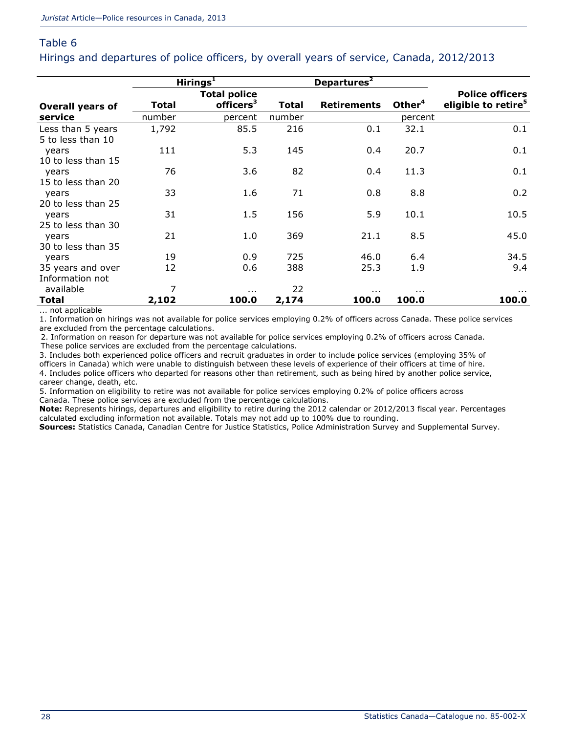## Table 6

### Hirings and departures of police officers, by overall years of service, Canada, 2012/2013

| Overall years of service | Hirings[1] | | Departures[2] | | | |
|---|---|---|---|---|---|---|
| | Total | Total police officers[3] | Total | Retirements | Other[4] | Police officers eligible to retire[5] |
| | number | percent | number | | percent | |
| Less than 5 years | 1,792 | 85.5 | 216 | 0.1 | 32.1 | 0.1 |
| 5 to less than 10 years | 111 | 5.3 | 145 | 0.4 | 20.7 | 0.1 |
| 10 to less than 15 years | 76 | 3.6 | 82 | 0.4 | 11.3 | 0.1 |
| 15 to less than 20 years | 33 | 1.6 | 71 | 0.8 | 8.8 | 0.2 |
| 20 to less than 25 years | 31 | 1.5 | 156 | 5.9 | 10.1 | 10.5 |
| 25 to less than 30 years | 21 | 1.0 | 369 | 21.1 | 8.5 | 45.0 |
| 30 to less than 35 years | 19 | 0.9 | 725 | 46.0 | 6.4 | 34.5 |
| 35 years and over | 12 | 0.6 | 388 | 25.3 | 1.9 | 9.4 |
| Information not available | 7 | ... | 22 | ... | ... | ... |
| **Total** | **2,102** | **100.0** | **2,174** | **100.0** | **100.0** | **100.0** |

... not applicable

1. Information on hirings was not available for police services employing 0.2% of officers across Canada. These police services are excluded from the percentage calculations.
2. Information on reason for departure was not available for police services employing 0.2% of officers across Canada. These police services are excluded from the percentage calculations.
3. Includes both experienced police officers and recruit graduates in order to include police services (employing 35% of officers in Canada) which were unable to distinguish between these levels of experience of their officers at time of hire.
4. Includes police officers who departed for reasons other than retirement, such as being hired by another police service, career change, death, etc.
5. Information on eligibility to retire was not available for police services employing 0.2% of police officers across Canada. These police services are excluded from the percentage calculations.

**Note:** Represents hirings, departures and eligibility to retire during the 2012 calendar or 2012/2013 fiscal year. Percentages calculated excluding information not available. Totals may not add up to 100% due to rounding.

**Sources:** Statistics Canada, Canadian Centre for Justice Statistics, Police Administration Survey and Supplemental Survey.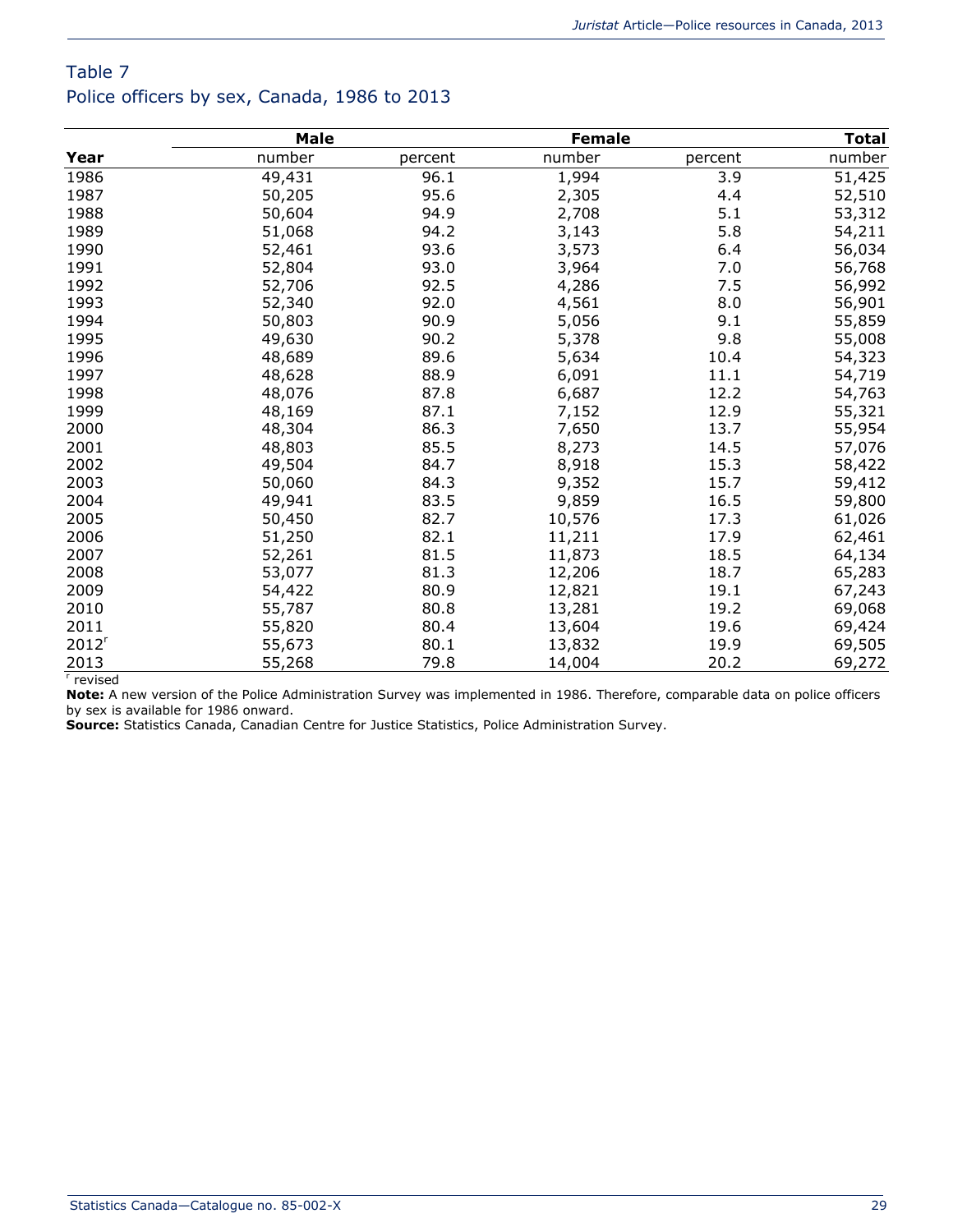## Table 7
Police officers by sex, Canada, 1986 to 2013

| Year | Male | | Female | | Total |
|---|---|---|---|---|---|
| | number | percent | number | percent | number |
| 1986 | 49,431 | 96.1 | 1,994 | 3.9 | 51,425 |
| 1987 | 50,205 | 95.6 | 2,305 | 4.4 | 52,510 |
| 1988 | 50,604 | 94.9 | 2,708 | 5.1 | 53,312 |
| 1989 | 51,068 | 94.2 | 3,143 | 5.8 | 54,211 |
| 1990 | 52,461 | 93.6 | 3,573 | 6.4 | 56,034 |
| 1991 | 52,804 | 93.0 | 3,964 | 7.0 | 56,768 |
| 1992 | 52,706 | 92.5 | 4,286 | 7.5 | 56,992 |
| 1993 | 52,340 | 92.0 | 4,561 | 8.0 | 56,901 |
| 1994 | 50,803 | 90.9 | 5,056 | 9.1 | 55,859 |
| 1995 | 49,630 | 90.2 | 5,378 | 9.8 | 55,008 |
| 1996 | 48,689 | 89.6 | 5,634 | 10.4 | 54,323 |
| 1997 | 48,628 | 88.9 | 6,091 | 11.1 | 54,719 |
| 1998 | 48,076 | 87.8 | 6,687 | 12.2 | 54,763 |
| 1999 | 48,169 | 87.1 | 7,152 | 12.9 | 55,321 |
| 2000 | 48,304 | 86.3 | 7,650 | 13.7 | 55,954 |
| 2001 | 48,803 | 85.5 | 8,273 | 14.5 | 57,076 |
| 2002 | 49,504 | 84.7 | 8,918 | 15.3 | 58,422 |
| 2003 | 50,060 | 84.3 | 9,352 | 15.7 | 59,412 |
| 2004 | 49,941 | 83.5 | 9,859 | 16.5 | 59,800 |
| 2005 | 50,450 | 82.7 | 10,576 | 17.3 | 61,026 |
| 2006 | 51,250 | 82.1 | 11,211 | 17.9 | 62,461 |
| 2007 | 52,261 | 81.5 | 11,873 | 18.5 | 64,134 |
| 2008 | 53,077 | 81.3 | 12,206 | 18.7 | 65,283 |
| 2009 | 54,422 | 80.9 | 12,821 | 19.1 | 67,243 |
| 2010 | 55,787 | 80.8 | 13,281 | 19.2 | 69,068 |
| 2011 | 55,820 | 80.4 | 13,604 | 19.6 | 69,424 |
| 2012[r] | 55,673 | 80.1 | 13,832 | 19.9 | 69,505 |
| 2013 | 55,268 | 79.8 | 14,004 | 20.2 | 69,272 |

[r] revised

**Note:** A new version of the Police Administration Survey was implemented in 1986. Therefore, comparable data on police officers by sex is available for 1986 onward.

**Source:** Statistics Canada, Canadian Centre for Justice Statistics, Police Administration Survey.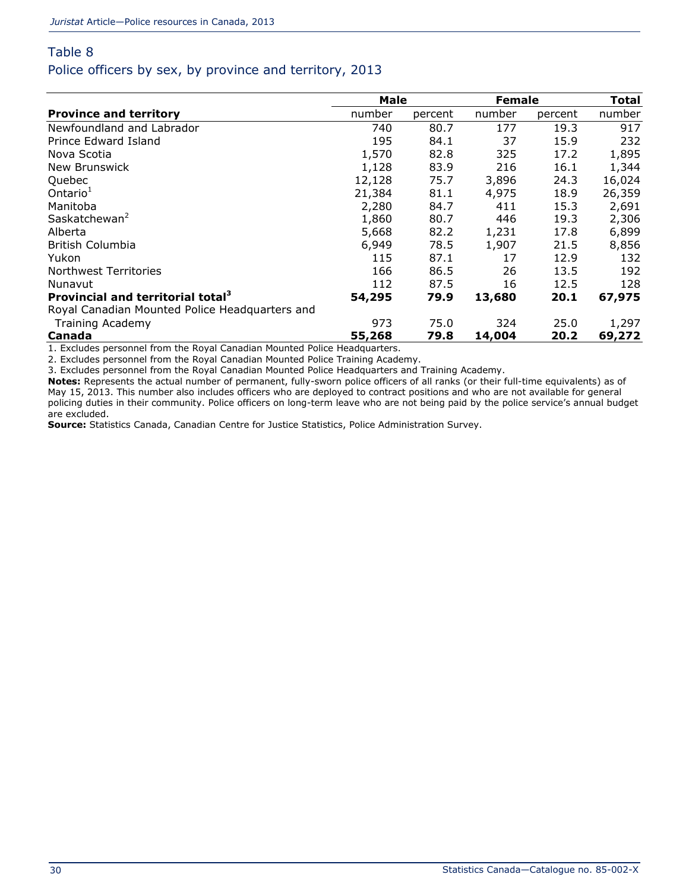## Table 8

### Police officers by sex, by province and territory, 2013

| | Male | | Female | | Total |
|---|---|---|---|---|---|
| **Province and territory** | number | percent | number | percent | number |
| Newfoundland and Labrador | 740 | 80.7 | 177 | 19.3 | 917 |
| Prince Edward Island | 195 | 84.1 | 37 | 15.9 | 232 |
| Nova Scotia | 1,570 | 82.8 | 325 | 17.2 | 1,895 |
| New Brunswick | 1,128 | 83.9 | 216 | 16.1 | 1,344 |
| Quebec | 12,128 | 75.7 | 3,896 | 24.3 | 16,024 |
| Ontario[1] | 21,384 | 81.1 | 4,975 | 18.9 | 26,359 |
| Manitoba | 2,280 | 84.7 | 411 | 15.3 | 2,691 |
| Saskatchewan[2] | 1,860 | 80.7 | 446 | 19.3 | 2,306 |
| Alberta | 5,668 | 82.2 | 1,231 | 17.8 | 6,899 |
| British Columbia | 6,949 | 78.5 | 1,907 | 21.5 | 8,856 |
| Yukon | 115 | 87.1 | 17 | 12.9 | 132 |
| Northwest Territories | 166 | 86.5 | 26 | 13.5 | 192 |
| Nunavut | 112 | 87.5 | 16 | 12.5 | 128 |
| **Provincial and territorial total[3]** | **54,295** | **79.9** | **13,680** | **20.1** | **67,975** |
| Royal Canadian Mounted Police Headquarters and Training Academy | 973 | 75.0 | 324 | 25.0 | 1,297 |
| **Canada** | **55,268** | **79.8** | **14,004** | **20.2** | **69,272** |

1. Excludes personnel from the Royal Canadian Mounted Police Headquarters.
2. Excludes personnel from the Royal Canadian Mounted Police Training Academy.
3. Excludes personnel from the Royal Canadian Mounted Police Headquarters and Training Academy.

**Notes:** Represents the actual number of permanent, fully-sworn police officers of all ranks (or their full-time equivalents) as of May 15, 2013. This number also includes officers who are deployed to contract positions and who are not available for general policing duties in their community. Police officers on long-term leave who are not being paid by the police service's annual budget are excluded.

**Source:** Statistics Canada, Canadian Centre for Justice Statistics, Police Administration Survey.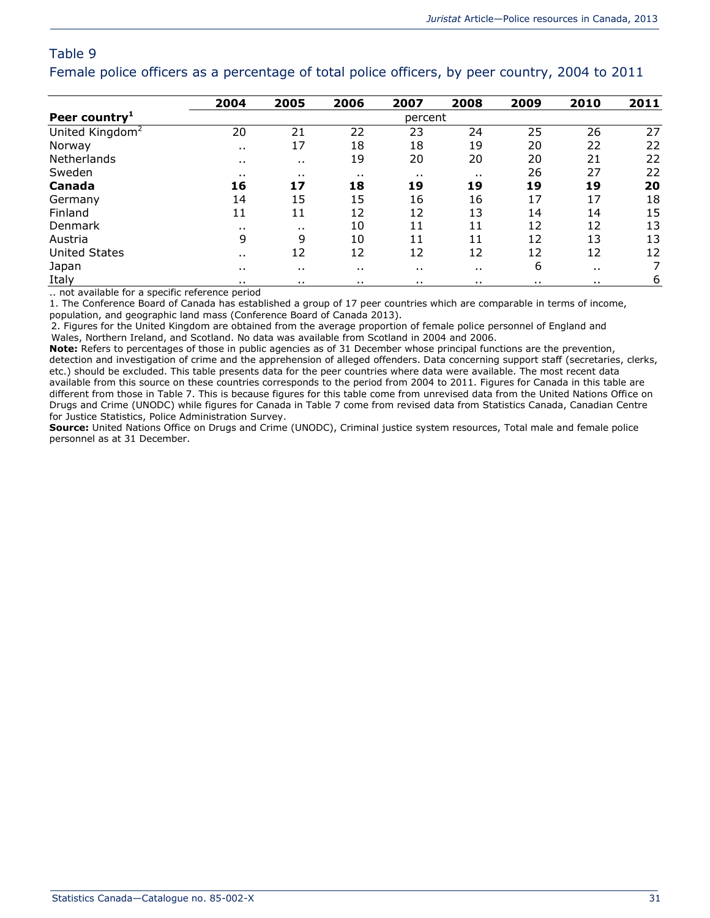## Table 9

### Female police officers as a percentage of total police officers, by peer country, 2004 to 2011

| Peer country[1] | 2004 | 2005 | 2006 | 2007 | 2008 | 2009 | 2010 | 2011 |
|---|---|---|---|---|---|---|---|---|
| | percent | | | | | | | |
| United Kingdom[2] | 20 | 21 | 22 | 23 | 24 | 25 | 26 | 27 |
| Norway | .. | 17 | 18 | 18 | 19 | 20 | 22 | 22 |
| Netherlands | .. | .. | 19 | 20 | 20 | 20 | 21 | 22 |
| Sweden | .. | .. | .. | .. | .. | 26 | 27 | 22 |
| **Canada** | **16** | **17** | **18** | **19** | **19** | **19** | **19** | **20** |
| Germany | 14 | 15 | 15 | 16 | 16 | 17 | 17 | 18 |
| Finland | 11 | 11 | 12 | 12 | 13 | 14 | 14 | 15 |
| Denmark | .. | .. | 10 | 11 | 11 | 12 | 12 | 13 |
| Austria | 9 | 9 | 10 | 11 | 11 | 12 | 13 | 13 |
| United States | .. | 12 | 12 | 12 | 12 | 12 | 12 | 12 |
| Japan | .. | .. | .. | .. | .. | 6 | .. | 7 |
| Italy | .. | .. | .. | .. | .. | .. | .. | 6 |

.. not available for a specific reference period

1. The Conference Board of Canada has established a group of 17 peer countries which are comparable in terms of income, population, and geographic land mass (Conference Board of Canada 2013).

2. Figures for the United Kingdom are obtained from the average proportion of female police personnel of England and Wales, Northern Ireland, and Scotland. No data was available from Scotland in 2004 and 2006.

**Note:** Refers to percentages of those in public agencies as of 31 December whose principal functions are the prevention, detection and investigation of crime and the apprehension of alleged offenders. Data concerning support staff (secretaries, clerks, etc.) should be excluded. This table presents data for the peer countries where data were available. The most recent data available from this source on these countries corresponds to the period from 2004 to 2011. Figures for Canada in this table are different from those in Table 7. This is because figures for this table come from unrevised data from the United Nations Office on Drugs and Crime (UNODC) while figures for Canada in Table 7 come from revised data from Statistics Canada, Canadian Centre for Justice Statistics, Police Administration Survey.

**Source:** United Nations Office on Drugs and Crime (UNODC), Criminal justice system resources, Total male and female police personnel as at 31 December.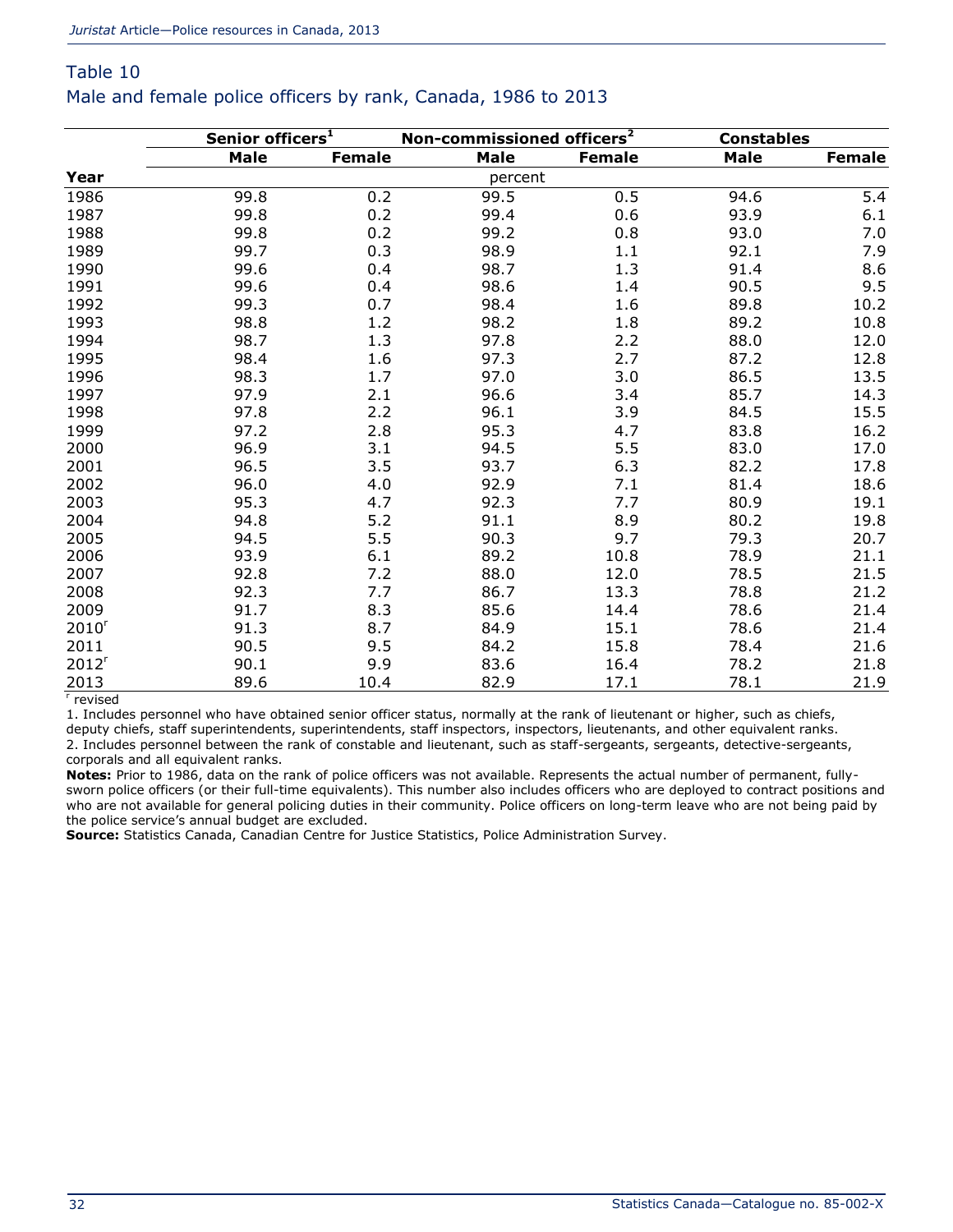## Table 10
### Male and female police officers by rank, Canada, 1986 to 2013

| Year | Senior officers[1] | | Non-commissioned officers[2] | | Constables | |
|---|---|---|---|---|---|---|
| | Male | Female | Male | Female | Male | Female |
| | percent | | | | | |
| 1986 | 99.8 | 0.2 | 99.5 | 0.5 | 94.6 | 5.4 |
| 1987 | 99.8 | 0.2 | 99.4 | 0.6 | 93.9 | 6.1 |
| 1988 | 99.8 | 0.2 | 99.2 | 0.8 | 93.0 | 7.0 |
| 1989 | 99.7 | 0.3 | 98.9 | 1.1 | 92.1 | 7.9 |
| 1990 | 99.6 | 0.4 | 98.7 | 1.3 | 91.4 | 8.6 |
| 1991 | 99.6 | 0.4 | 98.6 | 1.4 | 90.5 | 9.5 |
| 1992 | 99.3 | 0.7 | 98.4 | 1.6 | 89.8 | 10.2 |
| 1993 | 98.8 | 1.2 | 98.2 | 1.8 | 89.2 | 10.8 |
| 1994 | 98.7 | 1.3 | 97.8 | 2.2 | 88.0 | 12.0 |
| 1995 | 98.4 | 1.6 | 97.3 | 2.7 | 87.2 | 12.8 |
| 1996 | 98.3 | 1.7 | 97.0 | 3.0 | 86.5 | 13.5 |
| 1997 | 97.9 | 2.1 | 96.6 | 3.4 | 85.7 | 14.3 |
| 1998 | 97.8 | 2.2 | 96.1 | 3.9 | 84.5 | 15.5 |
| 1999 | 97.2 | 2.8 | 95.3 | 4.7 | 83.8 | 16.2 |
| 2000 | 96.9 | 3.1 | 94.5 | 5.5 | 83.0 | 17.0 |
| 2001 | 96.5 | 3.5 | 93.7 | 6.3 | 82.2 | 17.8 |
| 2002 | 96.0 | 4.0 | 92.9 | 7.1 | 81.4 | 18.6 |
| 2003 | 95.3 | 4.7 | 92.3 | 7.7 | 80.9 | 19.1 |
| 2004 | 94.8 | 5.2 | 91.1 | 8.9 | 80.2 | 19.8 |
| 2005 | 94.5 | 5.5 | 90.3 | 9.7 | 79.3 | 20.7 |
| 2006 | 93.9 | 6.1 | 89.2 | 10.8 | 78.9 | 21.1 |
| 2007 | 92.8 | 7.2 | 88.0 | 12.0 | 78.5 | 21.5 |
| 2008 | 92.3 | 7.7 | 86.7 | 13.3 | 78.8 | 21.2 |
| 2009 | 91.7 | 8.3 | 85.6 | 14.4 | 78.6 | 21.4 |
| 2010[r] | 91.3 | 8.7 | 84.9 | 15.1 | 78.6 | 21.4 |
| 2011 | 90.5 | 9.5 | 84.2 | 15.8 | 78.4 | 21.6 |
| 2012[r] | 90.1 | 9.9 | 83.6 | 16.4 | 78.2 | 21.8 |
| 2013 | 89.6 | 10.4 | 82.9 | 17.1 | 78.1 | 21.9 |

r revised

1. Includes personnel who have obtained senior officer status, normally at the rank of lieutenant or higher, such as chiefs, deputy chiefs, staff superintendents, superintendents, staff inspectors, inspectors, lieutenants, and other equivalent ranks.

2. Includes personnel between the rank of constable and lieutenant, such as staff-sergeants, sergeants, detective-sergeants, corporals and all equivalent ranks.

**Notes:** Prior to 1986, data on the rank of police officers was not available. Represents the actual number of permanent, fully-sworn police officers (or their full-time equivalents). This number also includes officers who are deployed to contract positions and who are not available for general policing duties in their community. Police officers on long-term leave who are not being paid by the police service's annual budget are excluded.

**Source:** Statistics Canada, Canadian Centre for Justice Statistics, Police Administration Survey.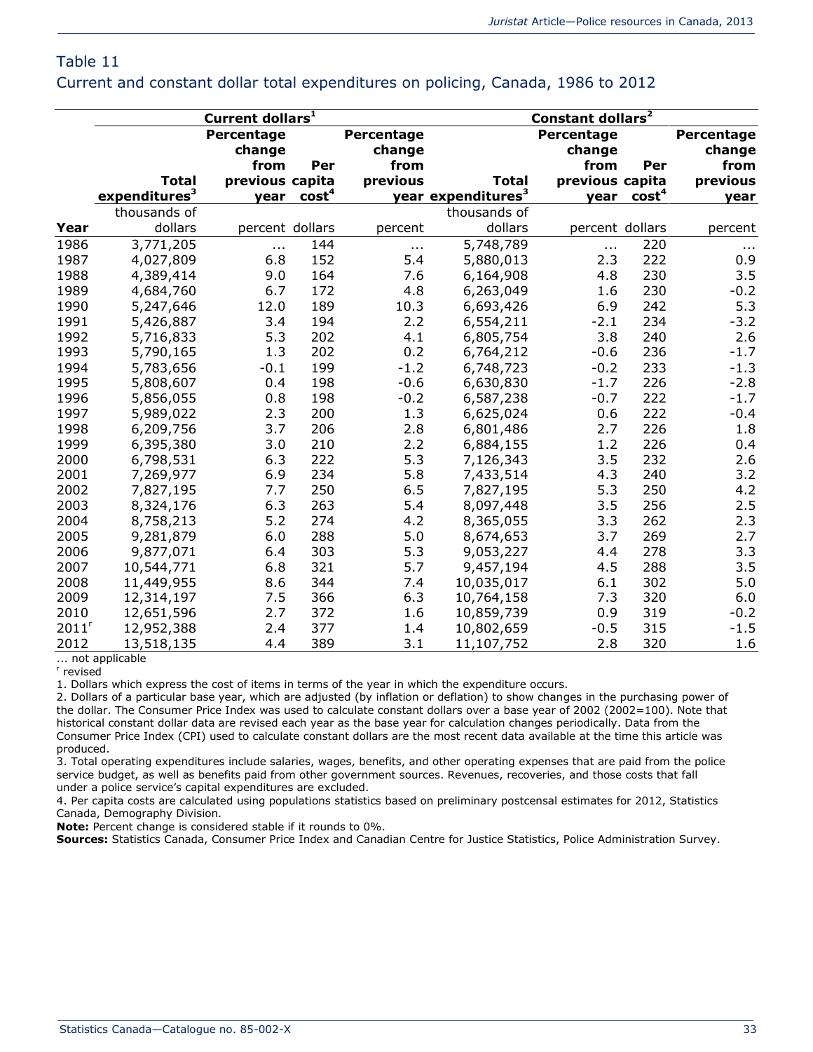## Table 11
### Current and constant dollar total expenditures on policing, Canada, 1986 to 2012

| Year | Current dollars[1] | | | | Constant dollars[2] | | | |
|---|---|---|---|---|---|---|---|---|
| | Total expenditures[3] | Percentage change from previous year | Per capita cost[4] | Percentage change from previous year | Total expenditures[3] | Percentage change from previous year | Per capita cost[4] | Percentage change from previous year |
| | thousands of dollars | percent | dollars | percent | thousands of dollars | percent | dollars | percent |
| 1986 | 3,771,205 | ... | 144 | ... | 5,748,789 | ... | 220 | ... |
| 1987 | 4,027,809 | 6.8 | 152 | 5.4 | 5,880,013 | 2.3 | 222 | 0.9 |
| 1988 | 4,389,414 | 9.0 | 164 | 7.6 | 6,164,908 | 4.8 | 230 | 3.5 |
| 1989 | 4,684,760 | 6.7 | 172 | 4.8 | 6,263,049 | 1.6 | 230 | -0.2 |
| 1990 | 5,247,646 | 12.0 | 189 | 10.3 | 6,693,426 | 6.9 | 242 | 5.3 |
| 1991 | 5,426,887 | 3.4 | 194 | 2.2 | 6,554,211 | -2.1 | 234 | -3.2 |
| 1992 | 5,716,833 | 5.3 | 202 | 4.1 | 6,805,754 | 3.8 | 240 | 2.6 |
| 1993 | 5,790,165 | 1.3 | 202 | 0.2 | 6,764,212 | -0.6 | 236 | -1.7 |
| 1994 | 5,783,656 | -0.1 | 199 | -1.2 | 6,748,723 | -0.2 | 233 | -1.3 |
| 1995 | 5,808,607 | 0.4 | 198 | -0.6 | 6,630,830 | -1.7 | 226 | -2.8 |
| 1996 | 5,856,055 | 0.8 | 198 | -0.2 | 6,587,238 | -0.7 | 222 | -1.7 |
| 1997 | 5,989,022 | 2.3 | 200 | 1.3 | 6,625,024 | 0.6 | 222 | -0.4 |
| 1998 | 6,209,756 | 3.7 | 206 | 2.8 | 6,801,486 | 2.7 | 226 | 1.8 |
| 1999 | 6,395,380 | 3.0 | 210 | 2.2 | 6,884,155 | 1.2 | 226 | 0.4 |
| 2000 | 6,798,531 | 6.3 | 222 | 5.3 | 7,126,343 | 3.5 | 232 | 2.6 |
| 2001 | 7,269,977 | 6.9 | 234 | 5.8 | 7,433,514 | 4.3 | 240 | 3.2 |
| 2002 | 7,827,195 | 7.7 | 250 | 6.5 | 7,827,195 | 5.3 | 250 | 4.2 |
| 2003 | 8,324,176 | 6.3 | 263 | 5.4 | 8,097,448 | 3.5 | 256 | 2.5 |
| 2004 | 8,758,213 | 5.2 | 274 | 4.2 | 8,365,055 | 3.3 | 262 | 2.3 |
| 2005 | 9,281,879 | 6.0 | 288 | 5.0 | 8,674,653 | 3.7 | 269 | 2.7 |
| 2006 | 9,877,071 | 6.4 | 303 | 5.3 | 9,053,227 | 4.4 | 278 | 3.3 |
| 2007 | 10,544,771 | 6.8 | 321 | 5.7 | 9,457,194 | 4.5 | 288 | 3.5 |
| 2008 | 11,449,955 | 8.6 | 344 | 7.4 | 10,035,017 | 6.1 | 302 | 5.0 |
| 2009 | 12,314,197 | 7.5 | 366 | 6.3 | 10,764,158 | 7.3 | 320 | 6.0 |
| 2010 | 12,651,596 | 2.7 | 372 | 1.6 | 10,859,739 | 0.9 | 319 | -0.2 |
| 2011[r] | 12,952,388 | 2.4 | 377 | 1.4 | 10,802,659 | -0.5 | 315 | -1.5 |
| 2012 | 13,518,135 | 4.4 | 389 | 3.1 | 11,107,752 | 2.8 | 320 | 1.6 |

... not applicable

[r] revised

1. Dollars which express the cost of items in terms of the year in which the expenditure occurs.
2. Dollars of a particular base year, which are adjusted (by inflation or deflation) to show changes in the purchasing power of the dollar. The Consumer Price Index was used to calculate constant dollars over a base year of 2002 (2002=100). Note that historical constant dollar data are revised each year as the base year for calculation changes periodically. Data from the Consumer Price Index (CPI) used to calculate constant dollars are the most recent data available at the time this article was produced.
3. Total operating expenditures include salaries, wages, benefits, and other operating expenses that are paid from the police service budget, as well as benefits paid from other government sources. Revenues, recoveries, and those costs that fall under a police service's capital expenditures are excluded.
4. Per capita costs are calculated using populations statistics based on preliminary postcensal estimates for 2012, Statistics Canada, Demography Division.

**Note:** Percent change is considered stable if it rounds to 0%.

**Sources:** Statistics Canada, Consumer Price Index and Canadian Centre for Justice Statistics, Police Administration Survey.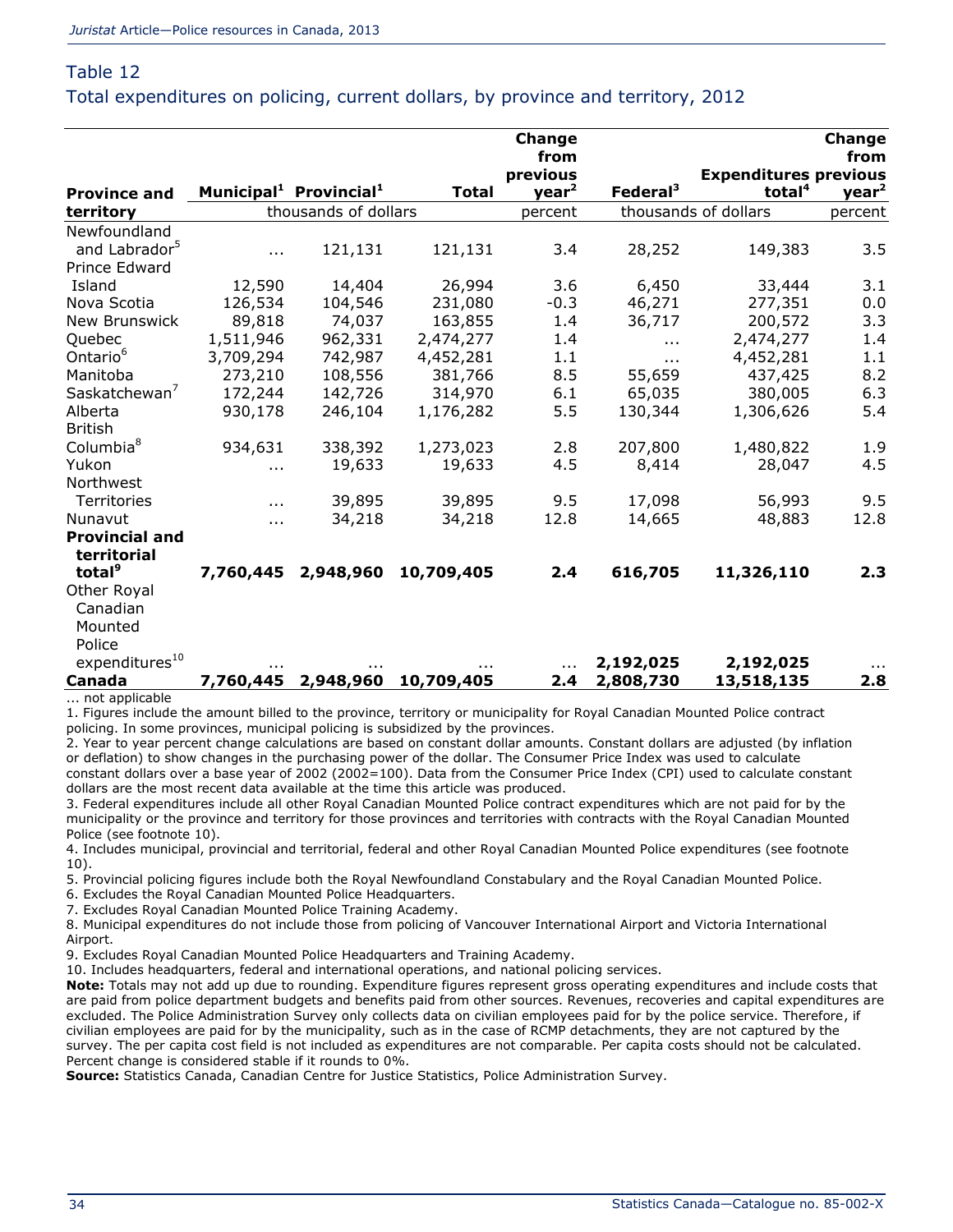## Table 12
### Total expenditures on policing, current dollars, by province and territory, 2012

| Province and territory | Municipal[1] | Provincial[1] | Total | Change from previous year[2] | Federal[3] | Expenditures total[4] | Change from previous year[2] |
|---|---|---|---|---|---|---|---|
| | thousands of dollars | | | percent | thousands of dollars | | percent |
| Newfoundland and Labrador[5] | ... | 121,131 | 121,131 | 3.4 | 28,252 | 149,383 | 3.5 |
| Prince Edward Island | 12,590 | 14,404 | 26,994 | 3.6 | 6,450 | 33,444 | 3.1 |
| Nova Scotia | 126,534 | 104,546 | 231,080 | -0.3 | 46,271 | 277,351 | 0.0 |
| New Brunswick | 89,818 | 74,037 | 163,855 | 1.4 | 36,717 | 200,572 | 3.3 |
| Quebec | 1,511,946 | 962,331 | 2,474,277 | 1.4 | ... | 2,474,277 | 1.4 |
| Ontario[6] | 3,709,294 | 742,987 | 4,452,281 | 1.1 | ... | 4,452,281 | 1.1 |
| Manitoba | 273,210 | 108,556 | 381,766 | 8.5 | 55,659 | 437,425 | 8.2 |
| Saskatchewan[7] | 172,244 | 142,726 | 314,970 | 6.1 | 65,035 | 380,005 | 6.3 |
| Alberta | 930,178 | 246,104 | 1,176,282 | 5.5 | 130,344 | 1,306,626 | 5.4 |
| British Columbia[8] | 934,631 | 338,392 | 1,273,023 | 2.8 | 207,800 | 1,480,822 | 1.9 |
| Yukon | ... | 19,633 | 19,633 | 4.5 | 8,414 | 28,047 | 4.5 |
| Northwest Territories | ... | 39,895 | 39,895 | 9.5 | 17,098 | 56,993 | 9.5 |
| Nunavut | ... | 34,218 | 34,218 | 12.8 | 14,665 | 48,883 | 12.8 |
| **Provincial and territorial total[9]** | **7,760,445** | **2,948,960** | **10,709,405** | **2.4** | **616,705** | **11,326,110** | **2.3** |
| Other Royal Canadian Mounted Police expenditures[10] | ... | ... | ... | ... | **2,192,025** | **2,192,025** | ... |
| **Canada** | **7,760,445** | **2,948,960** | **10,709,405** | **2.4** | **2,808,730** | **13,518,135** | **2.8** |

... not applicable

1. Figures include the amount billed to the province, territory or municipality for Royal Canadian Mounted Police contract policing. In some provinces, municipal policing is subsidized by the provinces.
2. Year to year percent change calculations are based on constant dollar amounts. Constant dollars are adjusted (by inflation or deflation) to show changes in the purchasing power of the dollar. The Consumer Price Index was used to calculate constant dollars over a base year of 2002 (2002=100). Data from the Consumer Price Index (CPI) used to calculate constant dollars are the most recent data available at the time this article was produced.
3. Federal expenditures include all other Royal Canadian Mounted Police contract expenditures which are not paid for by the municipality or the province and territory for those provinces and territories with contracts with the Royal Canadian Mounted Police (see footnote 10).
4. Includes municipal, provincial and territorial, federal and other Royal Canadian Mounted Police expenditures (see footnote 10).
5. Provincial policing figures include both the Royal Newfoundland Constabulary and the Royal Canadian Mounted Police.
6. Excludes the Royal Canadian Mounted Police Headquarters.
7. Excludes Royal Canadian Mounted Police Training Academy.
8. Municipal expenditures do not include those from policing of Vancouver International Airport and Victoria International Airport.
9. Excludes Royal Canadian Mounted Police Headquarters and Training Academy.
10. Includes headquarters, federal and international operations, and national policing services.

**Note:** Totals may not add up due to rounding. Expenditure figures represent gross operating expenditures and include costs that are paid from police department budgets and benefits paid from other sources. Revenues, recoveries and capital expenditures are excluded. The Police Administration Survey only collects data on civilian employees paid for by the police service. Therefore, if civilian employees are paid for by the municipality, such as in the case of RCMP detachments, they are not captured by the survey. The per capita cost field is not included as expenditures are not comparable. Per capita costs should not be calculated. Percent change is considered stable if it rounds to 0%.

**Source:** Statistics Canada, Canadian Centre for Justice Statistics, Police Administration Survey.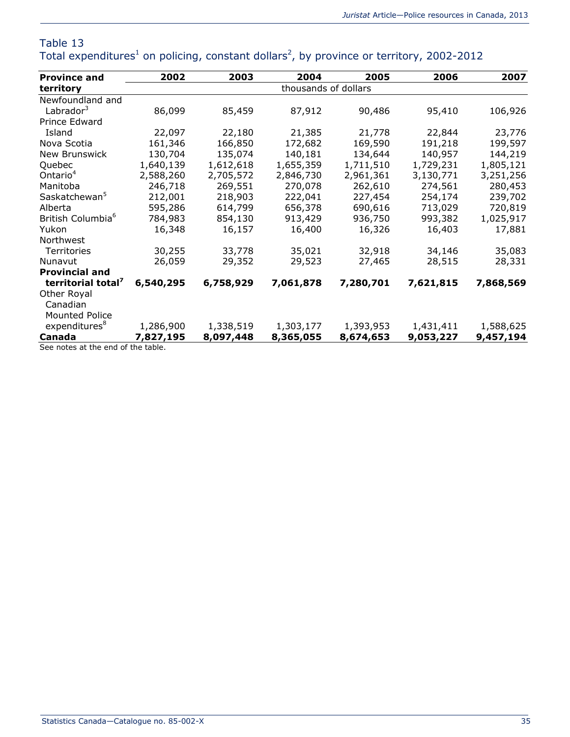Table 13
Total expenditures[1] on policing, constant dollars[2], by province or territory, 2002-2012

| Province and territory | 2002 | 2003 | 2004 | 2005 | 2006 | 2007 |
|---|---|---|---|---|---|---|
| | thousands of dollars | | | | | |
| Newfoundland and Labrador[3] | 86,099 | 85,459 | 87,912 | 90,486 | 95,410 | 106,926 |
| Prince Edward Island | 22,097 | 22,180 | 21,385 | 21,778 | 22,844 | 23,776 |
| Nova Scotia | 161,346 | 166,850 | 172,682 | 169,590 | 191,218 | 199,597 |
| New Brunswick | 130,704 | 135,074 | 140,181 | 134,644 | 140,957 | 144,219 |
| Quebec | 1,640,139 | 1,612,618 | 1,655,359 | 1,711,510 | 1,729,231 | 1,805,121 |
| Ontario[4] | 2,588,260 | 2,705,572 | 2,846,730 | 2,961,361 | 3,130,771 | 3,251,256 |
| Manitoba | 246,718 | 269,551 | 270,078 | 262,610 | 274,561 | 280,453 |
| Saskatchewan[5] | 212,001 | 218,903 | 222,041 | 227,454 | 254,174 | 239,702 |
| Alberta | 595,286 | 614,799 | 656,378 | 690,616 | 713,029 | 720,819 |
| British Columbia[6] | 784,983 | 854,130 | 913,429 | 936,750 | 993,382 | 1,025,917 |
| Yukon | 16,348 | 16,157 | 16,400 | 16,326 | 16,403 | 17,881 |
| Northwest Territories | 30,255 | 33,778 | 35,021 | 32,918 | 34,146 | 35,083 |
| Nunavut | 26,059 | 29,352 | 29,523 | 27,465 | 28,515 | 28,331 |
| **Provincial and territorial total[7]** | **6,540,295** | **6,758,929** | **7,061,878** | **7,280,701** | **7,621,815** | **7,868,569** |
| Other Royal Canadian Mounted Police expenditures[8] | 1,286,900 | 1,338,519 | 1,303,177 | 1,393,953 | 1,431,411 | 1,588,625 |
| **Canada** | **7,827,195** | **8,097,448** | **8,365,055** | **8,674,653** | **9,053,227** | **9,457,194** |

See notes at the end of the table.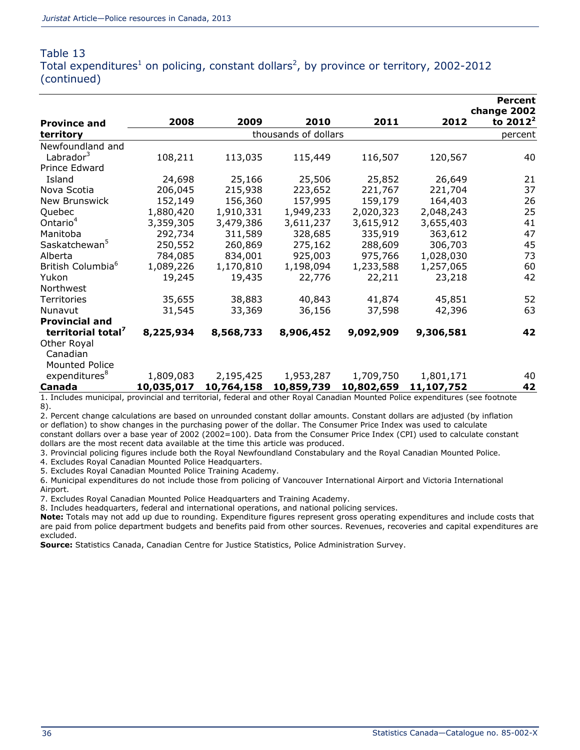## Table 13
Total expenditures[1] on policing, constant dollars[2], by province or territory, 2002-2012 (continued)

| Province and territory | 2008 | 2009 | 2010 | 2011 | 2012 | Percent change 2002 to 2012[2] |
|---|---|---|---|---|---|---|
| | thousands of dollars | | | | | percent |
| Newfoundland and Labrador[3] | 108,211 | 113,035 | 115,449 | 116,507 | 120,567 | 40 |
| Prince Edward Island | 24,698 | 25,166 | 25,506 | 25,852 | 26,649 | 21 |
| Nova Scotia | 206,045 | 215,938 | 223,652 | 221,767 | 221,704 | 37 |
| New Brunswick | 152,149 | 156,360 | 157,995 | 159,179 | 164,403 | 26 |
| Quebec | 1,880,420 | 1,910,331 | 1,949,233 | 2,020,323 | 2,048,243 | 25 |
| Ontario[4] | 3,359,305 | 3,479,386 | 3,611,237 | 3,615,912 | 3,655,403 | 41 |
| Manitoba | 292,734 | 311,589 | 328,685 | 335,919 | 363,612 | 47 |
| Saskatchewan[5] | 250,552 | 260,869 | 275,162 | 288,609 | 306,703 | 45 |
| Alberta | 784,085 | 834,001 | 925,003 | 975,766 | 1,028,030 | 73 |
| British Columbia[6] | 1,089,226 | 1,170,810 | 1,198,094 | 1,233,588 | 1,257,065 | 60 |
| Yukon | 19,245 | 19,435 | 22,776 | 22,211 | 23,218 | 42 |
| Northwest Territories | 35,655 | 38,883 | 40,843 | 41,874 | 45,851 | 52 |
| Nunavut | 31,545 | 33,369 | 36,156 | 37,598 | 42,396 | 63 |
| **Provincial and territorial total[7]** | **8,225,934** | **8,568,733** | **8,906,452** | **9,092,909** | **9,306,581** | **42** |
| Other Royal Canadian Mounted Police expenditures[8] | 1,809,083 | 2,195,425 | 1,953,287 | 1,709,750 | 1,801,171 | 40 |
| **Canada** | **10,035,017** | **10,764,158** | **10,859,739** | **10,802,659** | **11,107,752** | **42** |

1. Includes municipal, provincial and territorial, federal and other Royal Canadian Mounted Police expenditures (see footnote 8).
2. Percent change calculations are based on unrounded constant dollar amounts. Constant dollars are adjusted (by inflation or deflation) to show changes in the purchasing power of the dollar. The Consumer Price Index was used to calculate constant dollars over a base year of 2002 (2002=100). Data from the Consumer Price Index (CPI) used to calculate constant dollars are the most recent data available at the time this article was produced.
3. Provincial policing figures include both the Royal Newfoundland Constabulary and the Royal Canadian Mounted Police.
4. Excludes Royal Canadian Mounted Police Headquarters.
5. Excludes Royal Canadian Mounted Police Training Academy.
6. Municipal expenditures do not include those from policing of Vancouver International Airport and Victoria International Airport.
7. Excludes Royal Canadian Mounted Police Headquarters and Training Academy.
8. Includes headquarters, federal and international operations, and national policing services.

**Note:** Totals may not add up due to rounding. Expenditure figures represent gross operating expenditures and include costs that are paid from police department budgets and benefits paid from other sources. Revenues, recoveries and capital expenditures are excluded.

**Source:** Statistics Canada, Canadian Centre for Justice Statistics, Police Administration Survey.